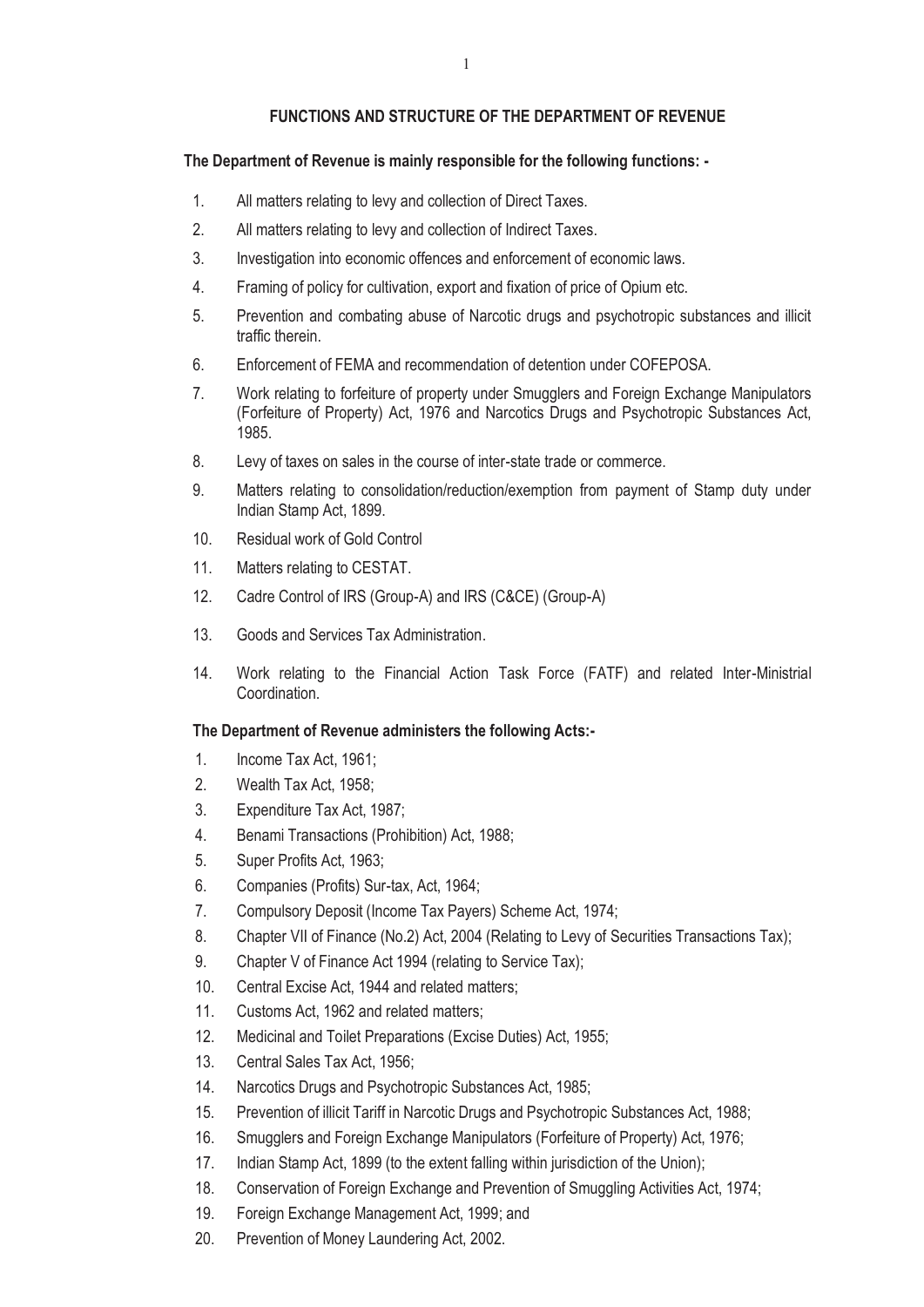# FUNCTIONS AND STRUCTURE OF THE DEPARTMENT OF REVENUE

**The Department of Revenue is mainly responsible for the following functions: -**

1. All matters relating to levy and collection of Direct Taxes.
2. All matters relating to levy and collection of Indirect Taxes.
3. Investigation into economic offences and enforcement of economic laws.
4. Framing of policy for cultivation, export and fixation of price of Opium etc.
5. Prevention and combating abuse of Narcotic drugs and psychotropic substances and illicit traffic therein.
6. Enforcement of FEMA and recommendation of detention under COFEPOSA.
7. Work relating to forfeiture of property under Smugglers and Foreign Exchange Manipulators (Forfeiture of Property) Act, 1976 and Narcotics Drugs and Psychotropic Substances Act, 1985.
8. Levy of taxes on sales in the course of inter-state trade or commerce.
9. Matters relating to consolidation/reduction/exemption from payment of Stamp duty under Indian Stamp Act, 1899.
10. Residual work of Gold Control
11. Matters relating to CESTAT.
12. Cadre Control of IRS (Group-A) and IRS (C&CE) (Group-A)
13. Goods and Services Tax Administration.
14. Work relating to the Financial Action Task Force (FATF) and related Inter-Ministrial Coordination.

**The Department of Revenue administers the following Acts:-**

1. Income Tax Act, 1961;
2. Wealth Tax Act, 1958;
3. Expenditure Tax Act, 1987;
4. Benami Transactions (Prohibition) Act, 1988;
5. Super Profits Act, 1963;
6. Companies (Profits) Sur-tax, Act, 1964;
7. Compulsory Deposit (Income Tax Payers) Scheme Act, 1974;
8. Chapter VII of Finance (No.2) Act, 2004 (Relating to Levy of Securities Transactions Tax);
9. Chapter V of Finance Act 1994 (relating to Service Tax);
10. Central Excise Act, 1944 and related matters;
11. Customs Act, 1962 and related matters;
12. Medicinal and Toilet Preparations (Excise Duties) Act, 1955;
13. Central Sales Tax Act, 1956;
14. Narcotics Drugs and Psychotropic Substances Act, 1985;
15. Prevention of illicit Tariff in Narcotic Drugs and Psychotropic Substances Act, 1988;
16. Smugglers and Foreign Exchange Manipulators (Forfeiture of Property) Act, 1976;
17. Indian Stamp Act, 1899 (to the extent falling within jurisdiction of the Union);
18. Conservation of Foreign Exchange and Prevention of Smuggling Activities Act, 1974;
19. Foreign Exchange Management Act, 1999; and
20. Prevention of Money Laundering Act, 2002.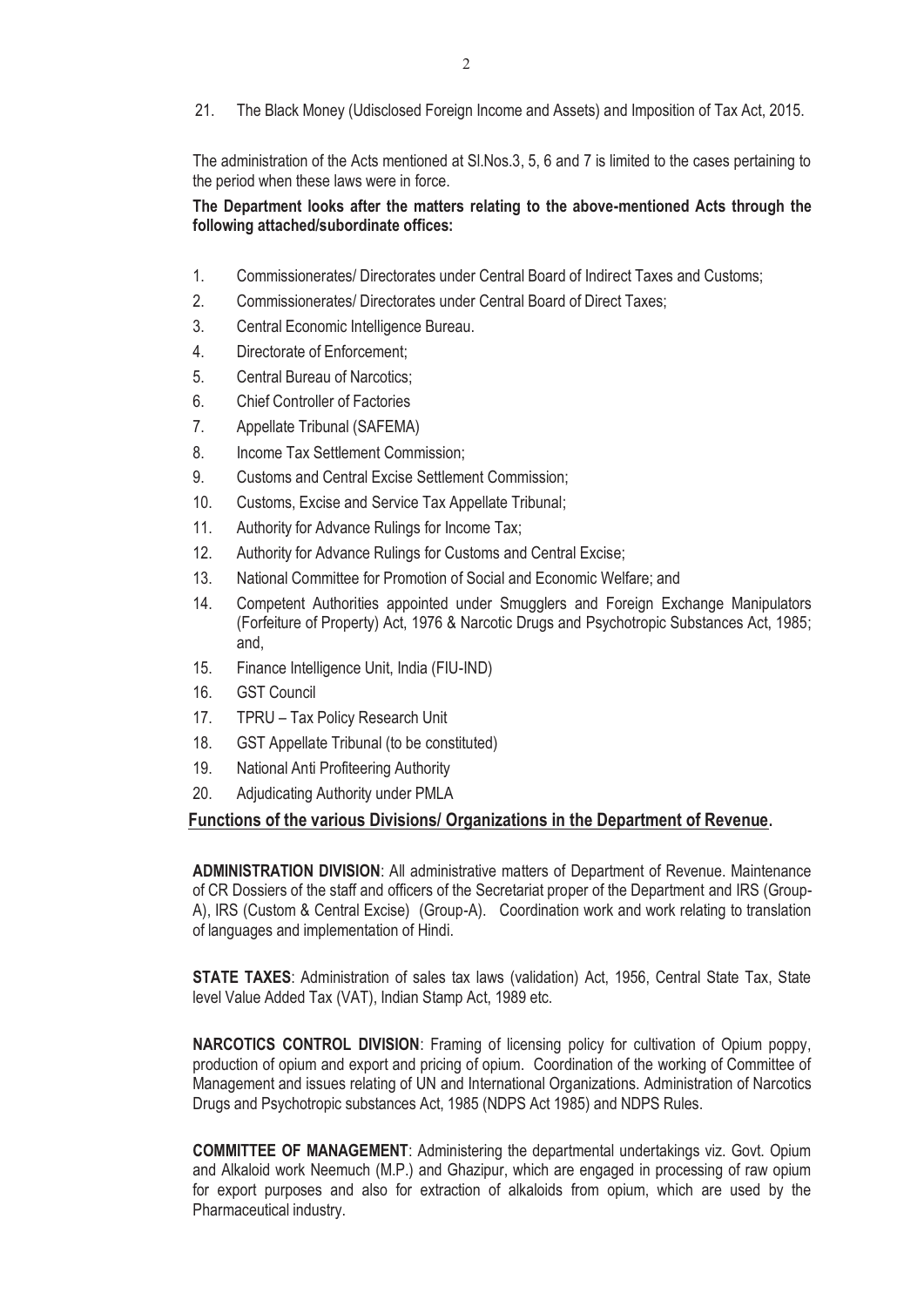21. The Black Money (Udisclosed Foreign Income and Assets) and Imposition of Tax Act, 2015.

The administration of the Acts mentioned at Sl.Nos.3, 5, 6 and 7 is limited to the cases pertaining to the period when these laws were in force.

**The Department looks after the matters relating to the above-mentioned Acts through the following attached/subordinate offices:**

1. Commissionerates/ Directorates under Central Board of Indirect Taxes and Customs;
2. Commissionerates/ Directorates under Central Board of Direct Taxes;
3. Central Economic Intelligence Bureau.
4. Directorate of Enforcement;
5. Central Bureau of Narcotics;
6. Chief Controller of Factories
7. Appellate Tribunal (SAFEMA)
8. Income Tax Settlement Commission;
9. Customs and Central Excise Settlement Commission;
10. Customs, Excise and Service Tax Appellate Tribunal;
11. Authority for Advance Rulings for Income Tax;
12. Authority for Advance Rulings for Customs and Central Excise;
13. National Committee for Promotion of Social and Economic Welfare; and
14. Competent Authorities appointed under Smugglers and Foreign Exchange Manipulators (Forfeiture of Property) Act, 1976 & Narcotic Drugs and Psychotropic Substances Act, 1985; and,
15. Finance Intelligence Unit, India (FIU-IND)
16. GST Council
17. TPRU – Tax Policy Research Unit
18. GST Appellate Tribunal (to be constituted)
19. National Anti Profiteering Authority
20. Adjudicating Authority under PMLA

## Functions of the various Divisions/ Organizations in the Department of Revenue.

**ADMINISTRATION DIVISION**: All administrative matters of Department of Revenue. Maintenance of CR Dossiers of the staff and officers of the Secretariat proper of the Department and IRS (Group-A), IRS (Custom & Central Excise) (Group-A). Coordination work and work relating to translation of languages and implementation of Hindi.

**STATE TAXES**: Administration of sales tax laws (validation) Act, 1956, Central State Tax, State level Value Added Tax (VAT), Indian Stamp Act, 1989 etc.

**NARCOTICS CONTROL DIVISION**: Framing of licensing policy for cultivation of Opium poppy, production of opium and export and pricing of opium. Coordination of the working of Committee of Management and issues relating of UN and International Organizations. Administration of Narcotics Drugs and Psychotropic substances Act, 1985 (NDPS Act 1985) and NDPS Rules.

**COMMITTEE OF MANAGEMENT**: Administering the departmental undertakings viz. Govt. Opium and Alkaloid work Neemuch (M.P.) and Ghazipur, which are engaged in processing of raw opium for export purposes and also for extraction of alkaloids from opium, which are used by the Pharmaceutical industry.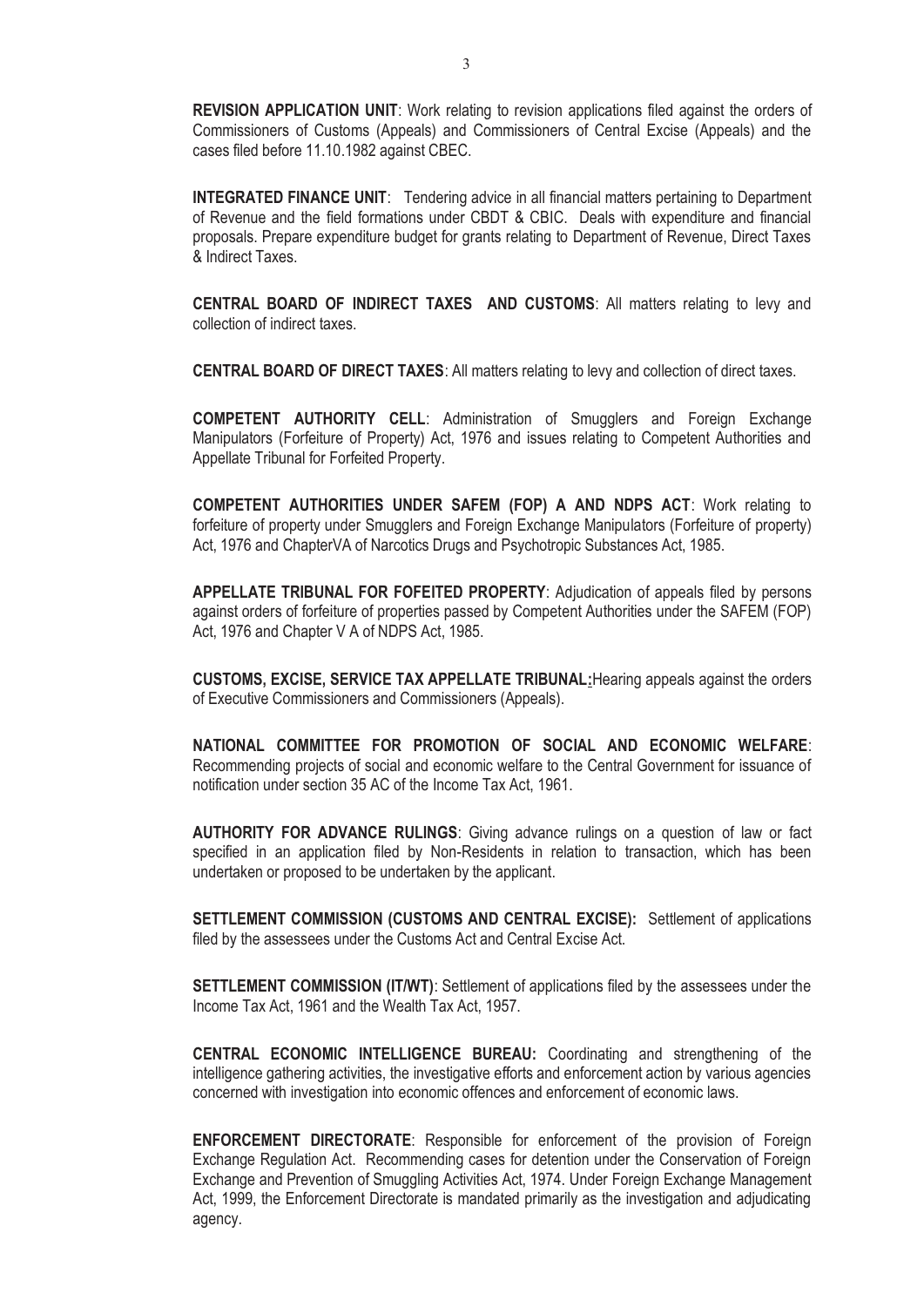**REVISION APPLICATION UNIT**: Work relating to revision applications filed against the orders of Commissioners of Customs (Appeals) and Commissioners of Central Excise (Appeals) and the cases filed before 11.10.1982 against CBEC.

**INTEGRATED FINANCE UNIT**: Tendering advice in all financial matters pertaining to Department of Revenue and the field formations under CBDT & CBIC. Deals with expenditure and financial proposals. Prepare expenditure budget for grants relating to Department of Revenue, Direct Taxes & Indirect Taxes.

**CENTRAL BOARD OF INDIRECT TAXES AND CUSTOMS**: All matters relating to levy and collection of indirect taxes.

**CENTRAL BOARD OF DIRECT TAXES**: All matters relating to levy and collection of direct taxes.

**COMPETENT AUTHORITY CELL**: Administration of Smugglers and Foreign Exchange Manipulators (Forfeiture of Property) Act, 1976 and issues relating to Competent Authorities and Appellate Tribunal for Forfeited Property.

**COMPETENT AUTHORITIES UNDER SAFEM (FOP) A AND NDPS ACT**: Work relating to forfeiture of property under Smugglers and Foreign Exchange Manipulators (Forfeiture of property) Act, 1976 and ChapterVA of Narcotics Drugs and Psychotropic Substances Act, 1985.

**APPELLATE TRIBUNAL FOR FOFEITED PROPERTY**: Adjudication of appeals filed by persons against orders of forfeiture of properties passed by Competent Authorities under the SAFEM (FOP) Act, 1976 and Chapter V A of NDPS Act, 1985.

**CUSTOMS, EXCISE, SERVICE TAX APPELLATE TRIBUNAL:**Hearing appeals against the orders of Executive Commissioners and Commissioners (Appeals).

**NATIONAL COMMITTEE FOR PROMOTION OF SOCIAL AND ECONOMIC WELFARE**: Recommending projects of social and economic welfare to the Central Government for issuance of notification under section 35 AC of the Income Tax Act, 1961.

**AUTHORITY FOR ADVANCE RULINGS**: Giving advance rulings on a question of law or fact specified in an application filed by Non-Residents in relation to transaction, which has been undertaken or proposed to be undertaken by the applicant.

**SETTLEMENT COMMISSION (CUSTOMS AND CENTRAL EXCISE):** Settlement of applications filed by the assessees under the Customs Act and Central Excise Act.

**SETTLEMENT COMMISSION (IT/WT)**: Settlement of applications filed by the assessees under the Income Tax Act, 1961 and the Wealth Tax Act, 1957.

**CENTRAL ECONOMIC INTELLIGENCE BUREAU:** Coordinating and strengthening of the intelligence gathering activities, the investigative efforts and enforcement action by various agencies concerned with investigation into economic offences and enforcement of economic laws.

**ENFORCEMENT DIRECTORATE**: Responsible for enforcement of the provision of Foreign Exchange Regulation Act. Recommending cases for detention under the Conservation of Foreign Exchange and Prevention of Smuggling Activities Act, 1974. Under Foreign Exchange Management Act, 1999, the Enforcement Directorate is mandated primarily as the investigation and adjudicating agency.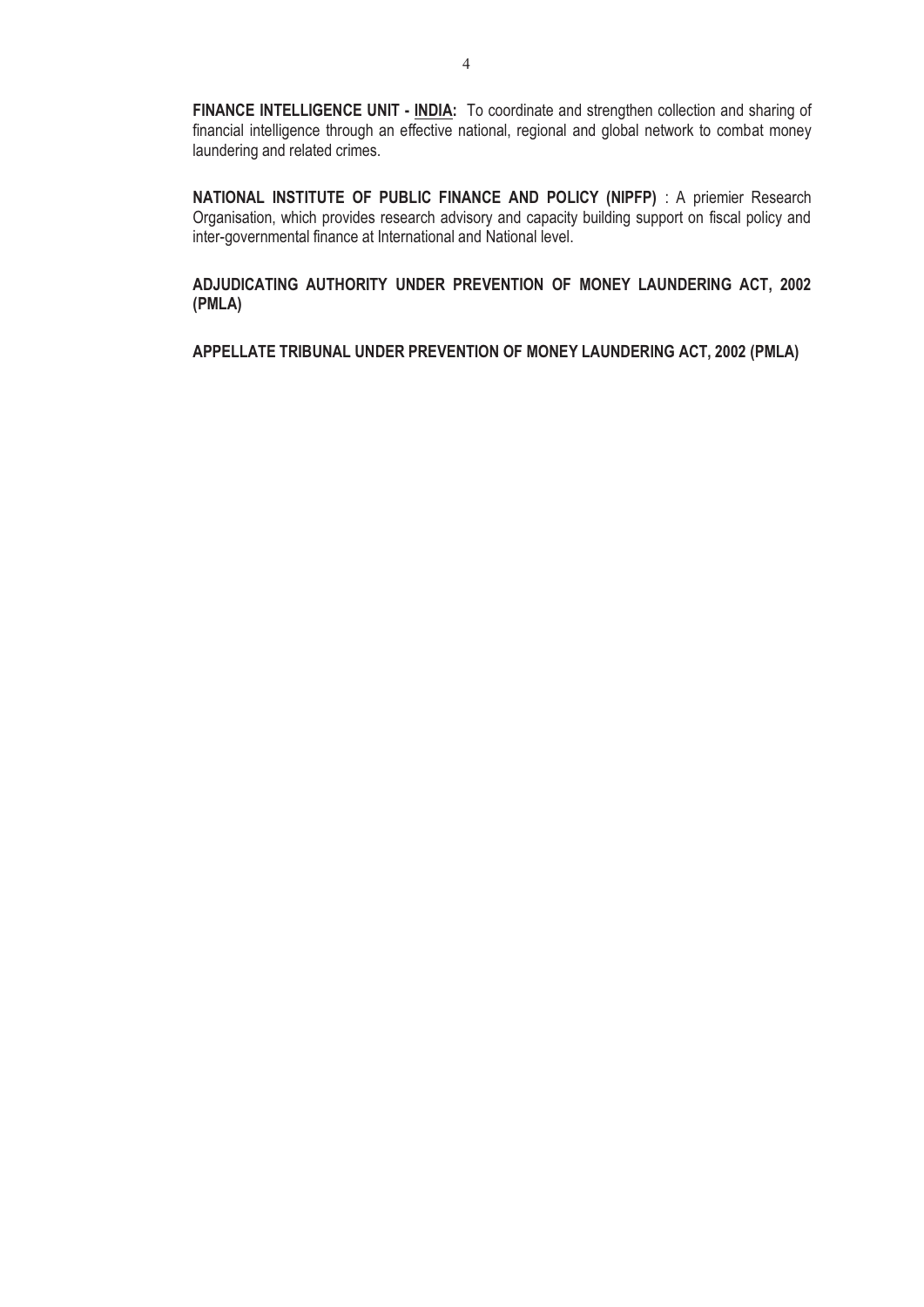**FINANCE INTELLIGENCE UNIT - <u>INDIA</u>:** To coordinate and strengthen collection and sharing of financial intelligence through an effective national, regional and global network to combat money laundering and related crimes.

**NATIONAL INSTITUTE OF PUBLIC FINANCE AND POLICY (NIPFP)** : A priemier Research Organisation, which provides research advisory and capacity building support on fiscal policy and inter-governmental finance at International and National level.

**ADJUDICATING AUTHORITY UNDER PREVENTION OF MONEY LAUNDERING ACT, 2002 (PMLA)**

**APPELLATE TRIBUNAL UNDER PREVENTION OF MONEY LAUNDERING ACT, 2002 (PMLA)**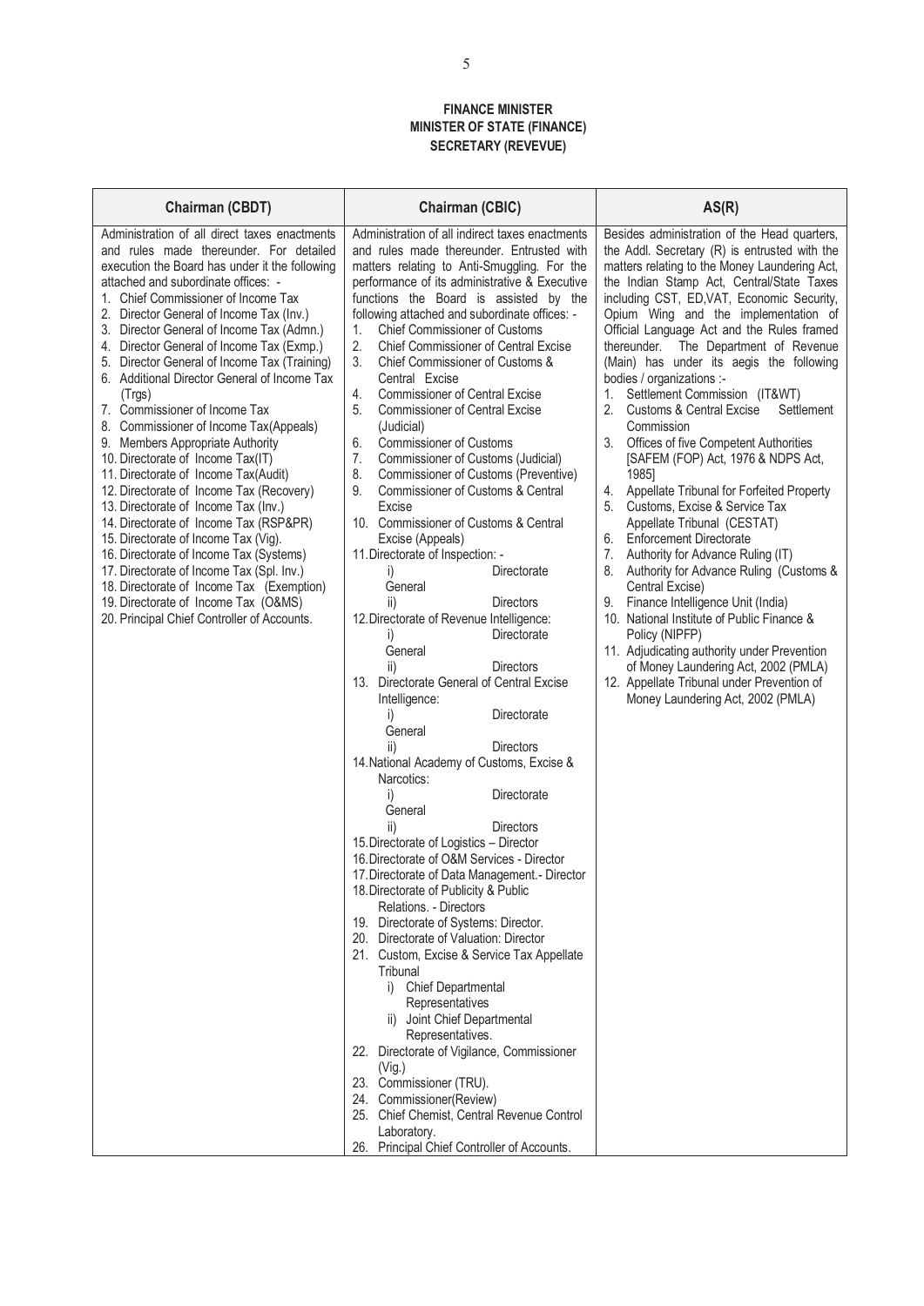**FINANCE MINISTER**
**MINISTER OF STATE (FINANCE)**
**SECRETARY (REVEVUE)**

| Chairman (CBDT) | Chairman (CBIC) | AS(R) |
|---|---|---|
| Administration of all direct taxes enactments and rules made thereunder. For detailed execution the Board has under it the following attached and subordinate offices: -<br>1. Chief Commissioner of Income Tax<br>2. Director General of Income Tax (Inv.)<br>3. Director General of Income Tax (Admn.)<br>4. Director General of Income Tax (Exmp.)<br>5. Director General of Income Tax (Training)<br>6. Additional Director General of Income Tax (Trgs)<br>7. Commissioner of Income Tax<br>8. Commissioner of Income Tax(Appeals)<br>9. Members Appropriate Authority<br>10. Directorate of Income Tax(IT)<br>11. Directorate of Income Tax(Audit)<br>12. Directorate of Income Tax (Recovery)<br>13. Directorate of Income Tax (Inv.)<br>14. Directorate of Income Tax (RSP&PR)<br>15. Directorate of Income Tax (Vig).<br>16. Directorate of Income Tax (Systems)<br>17. Directorate of Income Tax (Spl. Inv.)<br>18. Directorate of Income Tax (Exemption)<br>19. Directorate of Income Tax (O&MS)<br>20. Principal Chief Controller of Accounts. | Administration of all indirect taxes enactments and rules made thereunder. Entrusted with matters relating to Anti-Smuggling. For the performance of its administrative & Executive functions the Board is assisted by the following attached and subordinate offices: -<br>1. Chief Commissioner of Customs<br>2. Chief Commissioner of Central Excise<br>3. Chief Commissioner of Customs & Central Excise<br>4. Commissioner of Central Excise<br>5. Commissioner of Central Excise (Judicial)<br>6. Commissioner of Customs<br>7. Commissioner of Customs (Judicial)<br>8. Commissioner of Customs (Preventive)<br>9. Commissioner of Customs & Central Excise<br>10. Commissioner of Customs & Central Excise (Appeals)<br>11. Directorate of Inspection: -<br>i) Directorate General<br>ii) Directors<br>12. Directorate of Revenue Intelligence:<br>i) Directorate General<br>ii) Directors<br>13. Directorate General of Central Excise Intelligence:<br>i) Directorate General<br>ii) Directors<br>14. National Academy of Customs, Excise & Narcotics:<br>i) Directorate General<br>ii) Directors<br>15. Directorate of Logistics – Director<br>16. Directorate of O&M Services - Director<br>17. Directorate of Data Management.- Director<br>18. Directorate of Publicity & Public Relations. - Directors<br>19. Directorate of Systems: Director.<br>20. Directorate of Valuation: Director<br>21. Custom, Excise & Service Tax Appellate Tribunal<br>i) Chief Departmental Representatives<br>ii) Joint Chief Departmental Representatives.<br>22. Directorate of Vigilance, Commissioner (Vig.)<br>23. Commissioner (TRU).<br>24. Commissioner(Review)<br>25. Chief Chemist, Central Revenue Control Laboratory.<br>26. Principal Chief Controller of Accounts. | Besides administration of the Head quarters, the Addl. Secretary (R) is entrusted with the matters relating to the Money Laundering Act, the Indian Stamp Act, Central/State Taxes including CST, ED,VAT, Economic Security, Opium Wing and the implementation of Official Language Act and the Rules framed thereunder. The Department of Revenue (Main) has under its aegis the following bodies / organizations :-<br>1. Settlement Commission (IT&WT)<br>2. Customs & Central Excise Settlement Commission<br>3. Offices of five Competent Authorities [SAFEM (FOP) Act, 1976 & NDPS Act, 1985]<br>4. Appellate Tribunal for Forfeited Property<br>5. Customs, Excise & Service Tax Appellate Tribunal (CESTAT)<br>6. Enforcement Directorate<br>7. Authority for Advance Ruling (IT)<br>8. Authority for Advance Ruling (Customs & Central Excise)<br>9. Finance Intelligence Unit (India)<br>10. National Institute of Public Finance & Policy (NIPFP)<br>11. Adjudicating authority under Prevention of Money Laundering Act, 2002 (PMLA)<br>12. Appellate Tribunal under Prevention of Money Laundering Act, 2002 (PMLA) |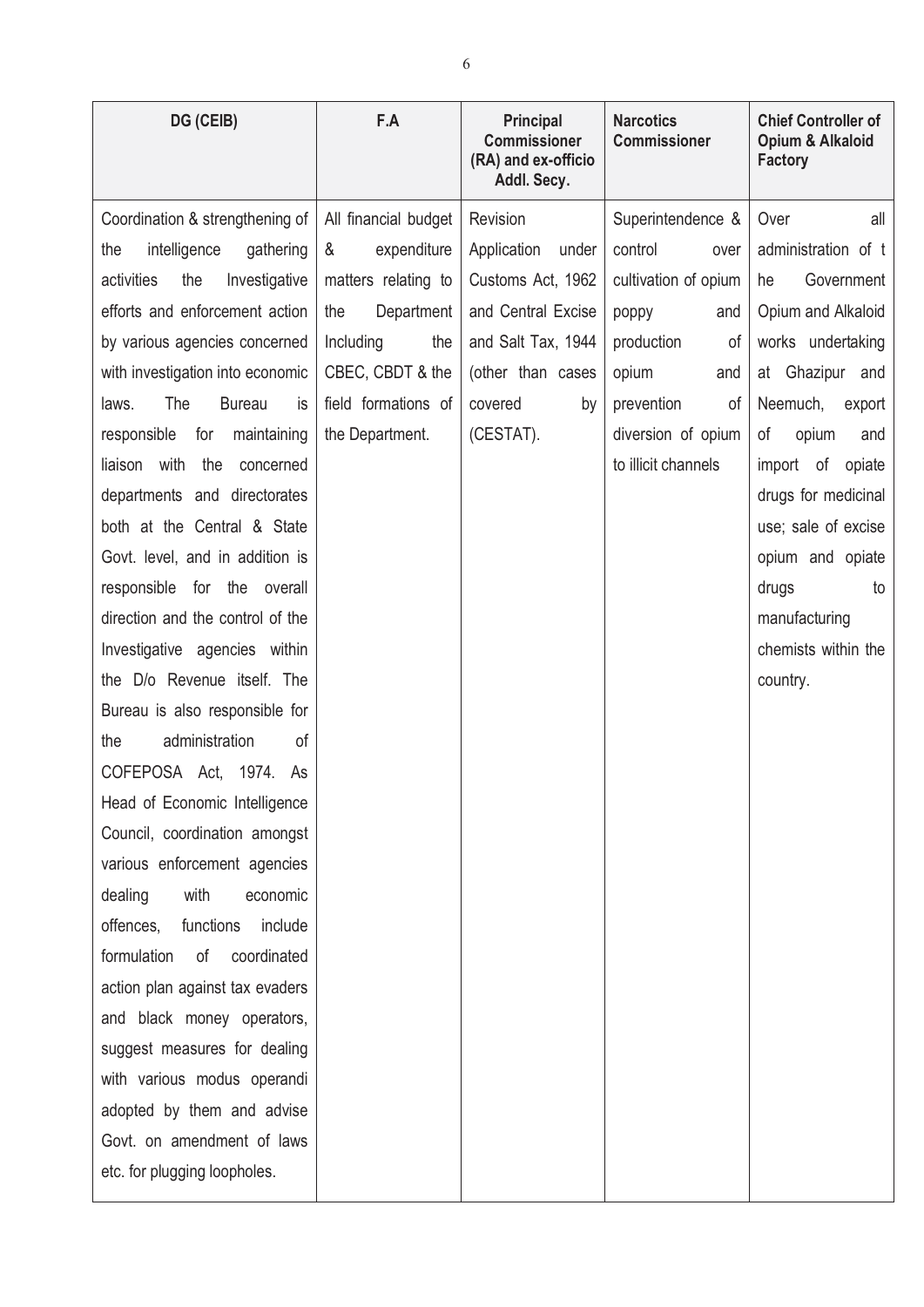| DG (CEIB) | F.A | Principal Commissioner (RA) and ex-officio Addl. Secy. | Narcotics Commissioner | Chief Controller of Opium & Alkaloid Factory |
|---|---|---|---|---|
| Coordination & strengthening of the intelligence gathering activities the Investigative efforts and enforcement action by various agencies concerned with investigation into economic laws. The Bureau is responsible for maintaining liaison with the concerned departments and directorates both at the Central & State Govt. level, and in addition is responsible for the overall direction and the control of the Investigative agencies within the D/o Revenue itself. The Bureau is also responsible for the administration of COFEPOSA Act, 1974. As Head of Economic Intelligence Council, coordination amongst various enforcement agencies dealing with economic offences, functions include formulation of coordinated action plan against tax evaders and black money operators, suggest measures for dealing with various modus operandi adopted by them and advise Govt. on amendment of laws etc. for plugging loopholes. | All financial budget & expenditure matters relating to the Department Including the CBEC, CBDT & the field formations of the Department. | Revision Application under Customs Act, 1962 and Central Excise and Salt Tax, 1944 (other than cases covered by (CESTAT). | Superintendence & control over cultivation of opium poppy and production of opium and prevention of diversion of opium to illicit channels | Over all administration of t he Government Opium and Alkaloid works undertaking at Ghazipur and Neemuch, export of opium and import of opiate drugs for medicinal use; sale of excise opium and opiate drugs to manufacturing chemists within the country. |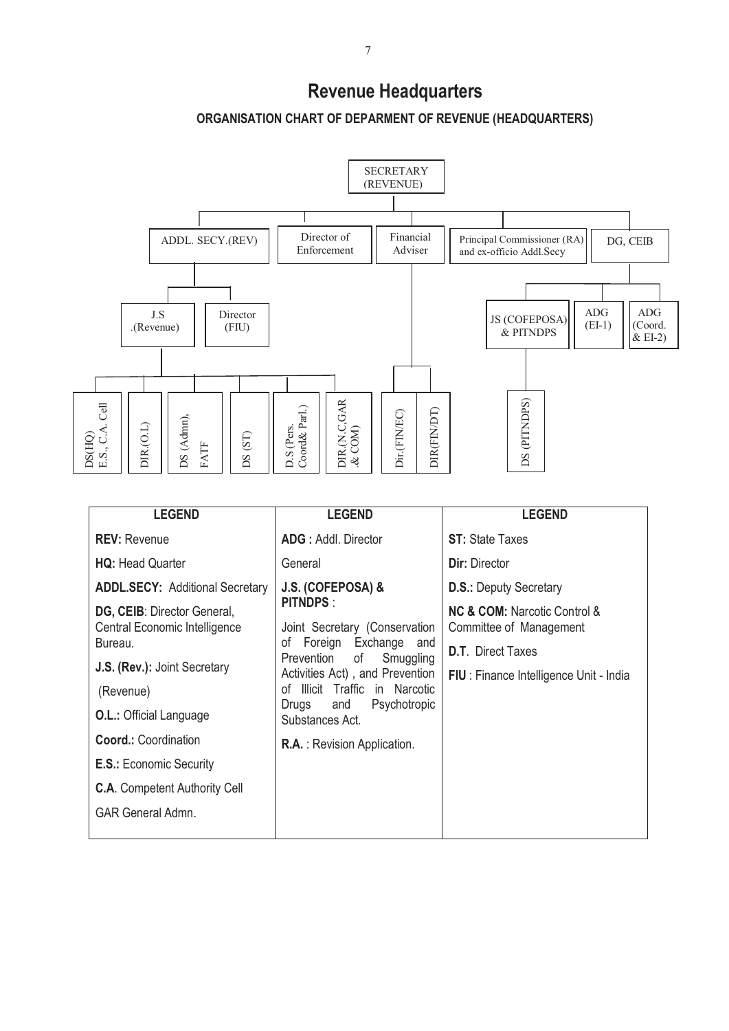# Revenue Headquarters

## ORGANISATION CHART OF DEPARMENT OF REVENUE (HEADQUARTERS)

- SECRETARY (REVENUE)
  - ADDL. SECY.(REV)
    - J.S .(Revenue)
      - DS(HQ) E.S., C.A. Cell
      - DIR.(O.L)
      - DS (Admn), FATF
      - DS (ST)
      - D.S (Pers. Coord& Parl.)
      - DIR.(N.C,GAR .& COM)
    - Director (FIU)
  - Director of Enforcement
  - Financial Adviser
    - Dir.(FIN/EC)
    - DIR(FIN/DT)
  - Principal Commissioner (RA) and ex-officio Addl.Secy
  - DG, CEIB
    - JS (COFEPOSA) & PITNDPS
      - DS (PITNDPS)
    - ADG (EI-1)
    - ADG (Coord. & EI-2)

| LEGEND | LEGEND | LEGEND |
|---|---|---|
| **REV:** Revenue | **ADG :** Addl. Director General | **ST:** State Taxes |
| **HQ:** Head Quarter | **J.S. (COFEPOSA) & PITNDPS** : Joint Secretary (Conservation of Foreign Exchange and Prevention of Smuggling Activities Act), and Prevention of Illicit Traffic in Narcotic Drugs and Psychotropic Substances Act. | **Dir:** Director |
| **ADDL.SECY:** Additional Secretary | **R.A.** : Revision Application. | **D.S.:** Deputy Secretary |
| **DG, CEIB**: Director General, Central Economic Intelligence Bureau. | | **NC & COM:** Narcotic Control & Committee of Management |
| **J.S. (Rev.):** Joint Secretary (Revenue) | | **D.T**. Direct Taxes |
| **O.L.:** Official Language | | **FIU** : Finance Intelligence Unit - India |
| **Coord.:** Coordination | | |
| **E.S.:** Economic Security | | |
| **C.A**. Competent Authority Cell | | |
| GAR General Admn. | | |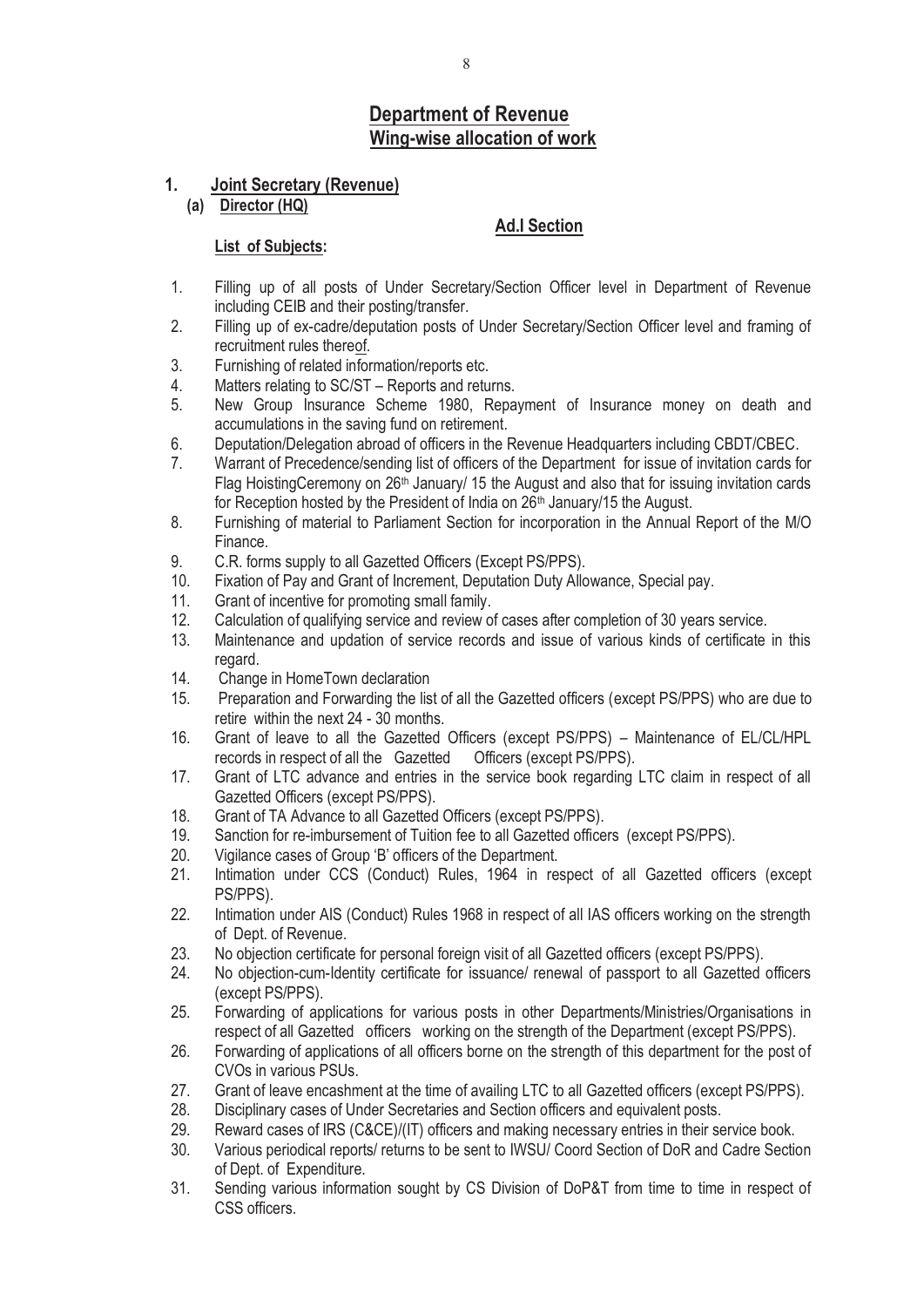## Department of Revenue
## Wing-wise allocation of work

### 1. Joint Secretary (Revenue)

#### (a) Director (HQ)

**Ad.I Section**

**List of Subjects:**

1. Filling up of all posts of Under Secretary/Section Officer level in Department of Revenue including CEIB and their posting/transfer.
2. Filling up of ex-cadre/deputation posts of Under Secretary/Section Officer level and framing of recruitment rules thereof.
3. Furnishing of related information/reports etc.
4. Matters relating to SC/ST – Reports and returns.
5. New Group Insurance Scheme 1980, Repayment of Insurance money on death and accumulations in the saving fund on retirement.
6. Deputation/Delegation abroad of officers in the Revenue Headquarters including CBDT/CBEC.
7. Warrant of Precedence/sending list of officers of the Department for issue of invitation cards for Flag HoistingCeremony on 26th January/ 15 the August and also that for issuing invitation cards for Reception hosted by the President of India on 26th January/15 the August.
8. Furnishing of material to Parliament Section for incorporation in the Annual Report of the M/O Finance.
9. C.R. forms supply to all Gazetted Officers (Except PS/PPS).
10. Fixation of Pay and Grant of Increment, Deputation Duty Allowance, Special pay.
11. Grant of incentive for promoting small family.
12. Calculation of qualifying service and review of cases after completion of 30 years service.
13. Maintenance and updation of service records and issue of various kinds of certificate in this regard.
14. Change in HomeTown declaration
15. Preparation and Forwarding the list of all the Gazetted officers (except PS/PPS) who are due to retire within the next 24 - 30 months.
16. Grant of leave to all the Gazetted Officers (except PS/PPS) – Maintenance of EL/CL/HPL records in respect of all the Gazetted Officers (except PS/PPS).
17. Grant of LTC advance and entries in the service book regarding LTC claim in respect of all Gazetted Officers (except PS/PPS).
18. Grant of TA Advance to all Gazetted Officers (except PS/PPS).
19. Sanction for re-imbursement of Tuition fee to all Gazetted officers (except PS/PPS).
20. Vigilance cases of Group 'B' officers of the Department.
21. Intimation under CCS (Conduct) Rules, 1964 in respect of all Gazetted officers (except PS/PPS).
22. Intimation under AIS (Conduct) Rules 1968 in respect of all IAS officers working on the strength of Dept. of Revenue.
23. No objection certificate for personal foreign visit of all Gazetted officers (except PS/PPS).
24. No objection-cum-Identity certificate for issuance/ renewal of passport to all Gazetted officers (except PS/PPS).
25. Forwarding of applications for various posts in other Departments/Ministries/Organisations in respect of all Gazetted officers working on the strength of the Department (except PS/PPS).
26. Forwarding of applications of all officers borne on the strength of this department for the post of CVOs in various PSUs.
27. Grant of leave encashment at the time of availing LTC to all Gazetted officers (except PS/PPS).
28. Disciplinary cases of Under Secretaries and Section officers and equivalent posts.
29. Reward cases of IRS (C&CE)/(IT) officers and making necessary entries in their service book.
30. Various periodical reports/ returns to be sent to IWSU/ Coord Section of DoR and Cadre Section of Dept. of Expenditure.
31. Sending various information sought by CS Division of DoP&T from time to time in respect of CSS officers.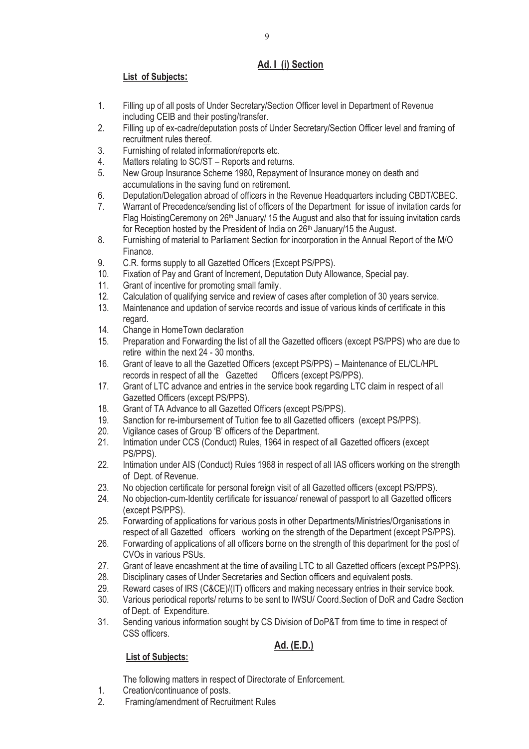## Ad. I (i) Section

**List of Subjects:**

1. Filling up of all posts of Under Secretary/Section Officer level in Department of Revenue including CEIB and their posting/transfer.
2. Filling up of ex-cadre/deputation posts of Under Secretary/Section Officer level and framing of recruitment rules thereof.
3. Furnishing of related information/reports etc.
4. Matters relating to SC/ST – Reports and returns.
5. New Group Insurance Scheme 1980, Repayment of Insurance money on death and accumulations in the saving fund on retirement.
6. Deputation/Delegation abroad of officers in the Revenue Headquarters including CBDT/CBEC.
7. Warrant of Precedence/sending list of officers of the Department for issue of invitation cards for Flag HoistingCeremony on 26th January/ 15 the August and also that for issuing invitation cards for Reception hosted by the President of India on 26th January/15 the August.
8. Furnishing of material to Parliament Section for incorporation in the Annual Report of the M/O Finance.
9. C.R. forms supply to all Gazetted Officers (Except PS/PPS).
10. Fixation of Pay and Grant of Increment, Deputation Duty Allowance, Special pay.
11. Grant of incentive for promoting small family.
12. Calculation of qualifying service and review of cases after completion of 30 years service.
13. Maintenance and updation of service records and issue of various kinds of certificate in this regard.
14. Change in HomeTown declaration
15. Preparation and Forwarding the list of all the Gazetted officers (except PS/PPS) who are due to retire within the next 24 - 30 months.
16. Grant of leave to all the Gazetted Officers (except PS/PPS) – Maintenance of EL/CL/HPL records in respect of all the Gazetted Officers (except PS/PPS).
17. Grant of LTC advance and entries in the service book regarding LTC claim in respect of all Gazetted Officers (except PS/PPS).
18. Grant of TA Advance to all Gazetted Officers (except PS/PPS).
19. Sanction for re-imbursement of Tuition fee to all Gazetted officers (except PS/PPS).
20. Vigilance cases of Group 'B' officers of the Department.
21. Intimation under CCS (Conduct) Rules, 1964 in respect of all Gazetted officers (except PS/PPS).
22. Intimation under AIS (Conduct) Rules 1968 in respect of all IAS officers working on the strength of Dept. of Revenue.
23. No objection certificate for personal foreign visit of all Gazetted officers (except PS/PPS).
24. No objection-cum-Identity certificate for issuance/ renewal of passport to all Gazetted officers (except PS/PPS).
25. Forwarding of applications for various posts in other Departments/Ministries/Organisations in respect of all Gazetted officers working on the strength of the Department (except PS/PPS).
26. Forwarding of applications of all officers borne on the strength of this department for the post of CVOs in various PSUs.
27. Grant of leave encashment at the time of availing LTC to all Gazetted officers (except PS/PPS).
28. Disciplinary cases of Under Secretaries and Section officers and equivalent posts.
29. Reward cases of IRS (C&CE)/(IT) officers and making necessary entries in their service book.
30. Various periodical reports/ returns to be sent to IWSU/ Coord.Section of DoR and Cadre Section of Dept. of Expenditure.
31. Sending various information sought by CS Division of DoP&T from time to time in respect of CSS officers.

## Ad. (E.D.)

**List of Subjects:**

The following matters in respect of Directorate of Enforcement.

1. Creation/continuance of posts.
2. Framing/amendment of Recruitment Rules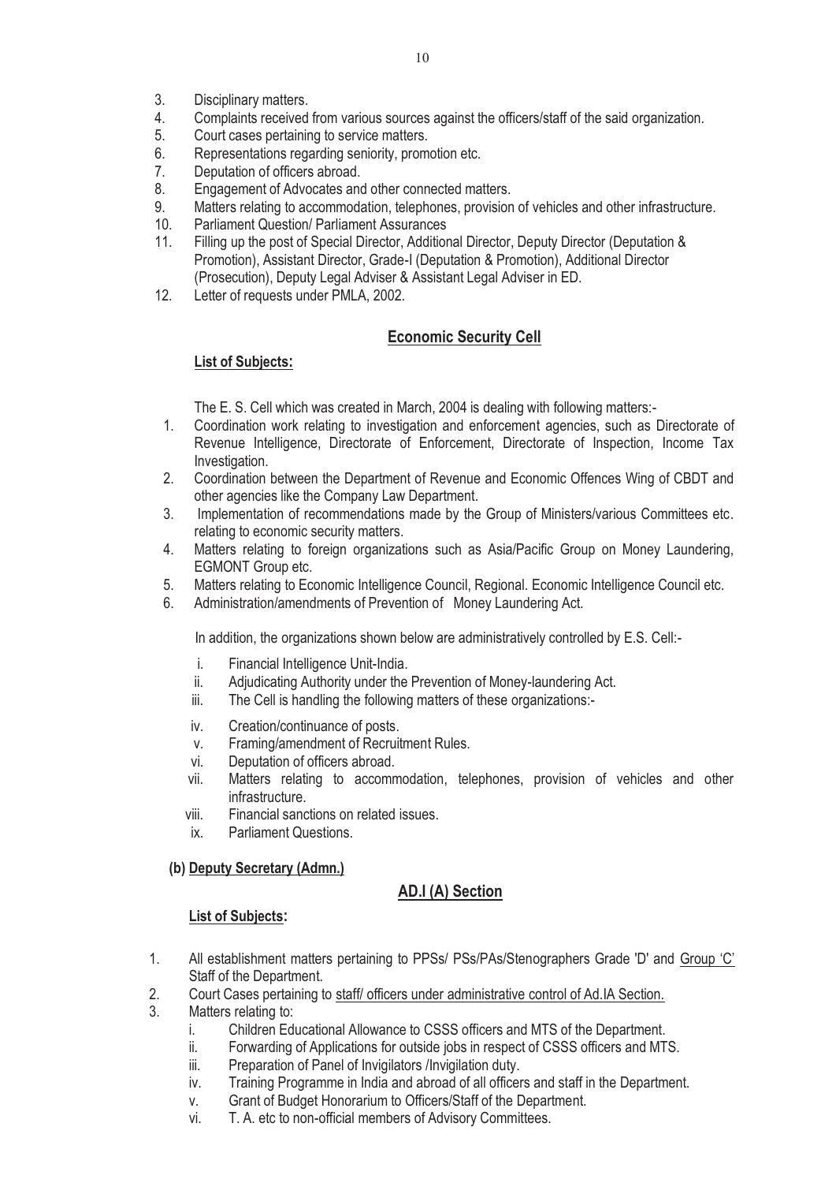3. Disciplinary matters.
4. Complaints received from various sources against the officers/staff of the said organization.
5. Court cases pertaining to service matters.
6. Representations regarding seniority, promotion etc.
7. Deputation of officers abroad.
8. Engagement of Advocates and other connected matters.
9. Matters relating to accommodation, telephones, provision of vehicles and other infrastructure.
10. Parliament Question/ Parliament Assurances
11. Filling up the post of Special Director, Additional Director, Deputy Director (Deputation & Promotion), Assistant Director, Grade-I (Deputation & Promotion), Additional Director (Prosecution), Deputy Legal Adviser & Assistant Legal Adviser in ED.
12. Letter of requests under PMLA, 2002.

## Economic Security Cell

**List of Subjects:**

The E. S. Cell which was created in March, 2004 is dealing with following matters:-

1. Coordination work relating to investigation and enforcement agencies, such as Directorate of Revenue Intelligence, Directorate of Enforcement, Directorate of Inspection, Income Tax Investigation.
2. Coordination between the Department of Revenue and Economic Offences Wing of CBDT and other agencies like the Company Law Department.
3. Implementation of recommendations made by the Group of Ministers/various Committees etc. relating to economic security matters.
4. Matters relating to foreign organizations such as Asia/Pacific Group on Money Laundering, EGMONT Group etc.
5. Matters relating to Economic Intelligence Council, Regional. Economic Intelligence Council etc.
6. Administration/amendments of Prevention of Money Laundering Act.

In addition, the organizations shown below are administratively controlled by E.S. Cell:-

i. Financial Intelligence Unit-India.
ii. Adjudicating Authority under the Prevention of Money-laundering Act.
iii. The Cell is handling the following matters of these organizations:-
iv. Creation/continuance of posts.
v. Framing/amendment of Recruitment Rules.
vi. Deputation of officers abroad.
vii. Matters relating to accommodation, telephones, provision of vehicles and other infrastructure.
viii. Financial sanctions on related issues.
ix. Parliament Questions.

**(b) Deputy Secretary (Admn.)**

## AD.I (A) Section

**List of Subjects:**

1. All establishment matters pertaining to PPSs/ PSs/PAs/Stenographers Grade 'D' and Group 'C' Staff of the Department.
2. Court Cases pertaining to staff/ officers under administrative control of Ad.IA Section.
3. Matters relating to:
   i. Children Educational Allowance to CSSS officers and MTS of the Department.
   ii. Forwarding of Applications for outside jobs in respect of CSSS officers and MTS.
   iii. Preparation of Panel of Invigilators /Invigilation duty.
   iv. Training Programme in India and abroad of all officers and staff in the Department.
   v. Grant of Budget Honorarium to Officers/Staff of the Department.
   vi. T. A. etc to non-official members of Advisory Committees.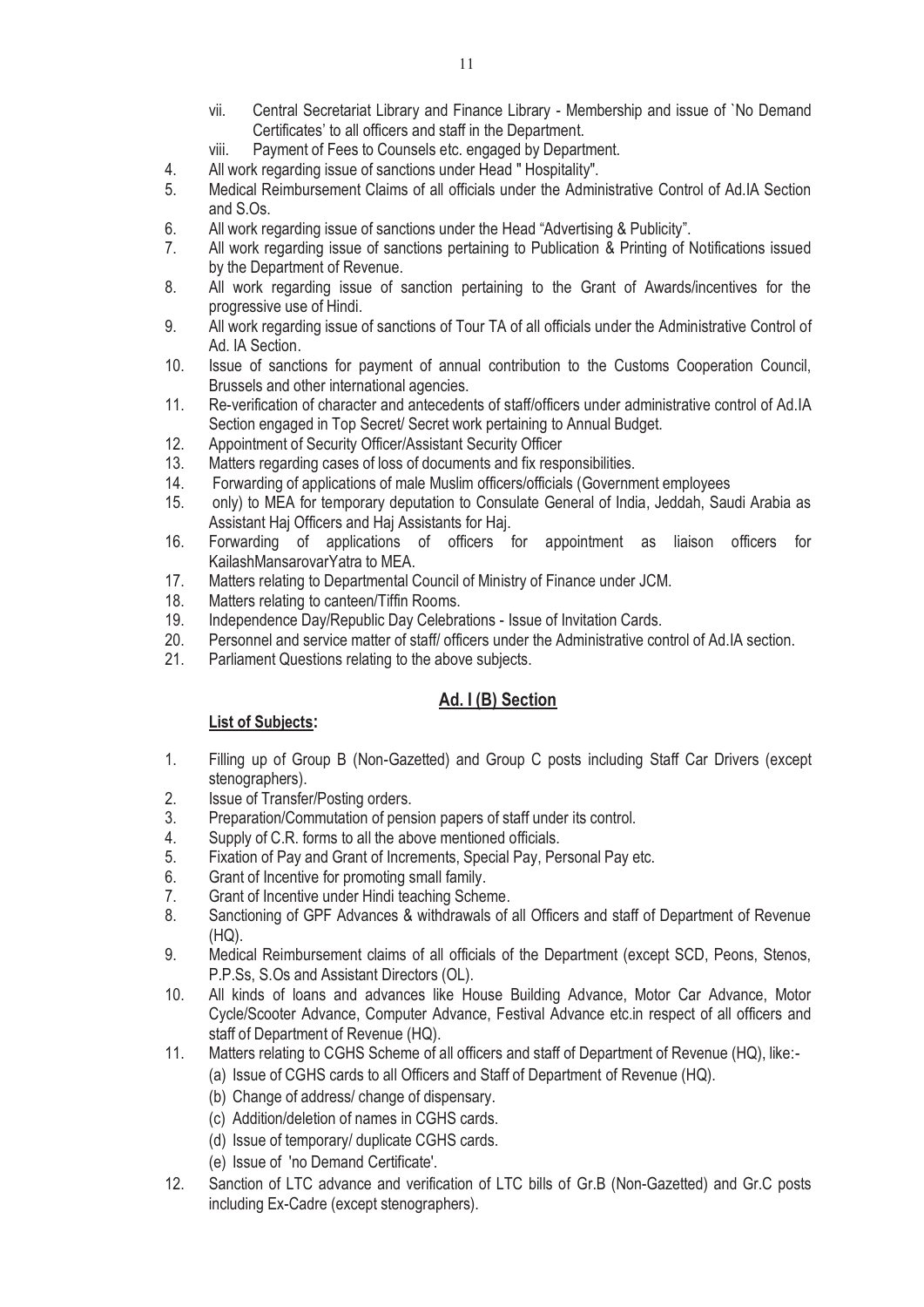vii. Central Secretariat Library and Finance Library - Membership and issue of `No Demand Certificates' to all officers and staff in the Department.

viii. Payment of Fees to Counsels etc. engaged by Department.

4. All work regarding issue of sanctions under Head " Hospitality".
5. Medical Reimbursement Claims of all officials under the Administrative Control of Ad.IA Section and S.Os.
6. All work regarding issue of sanctions under the Head "Advertising & Publicity".
7. All work regarding issue of sanctions pertaining to Publication & Printing of Notifications issued by the Department of Revenue.
8. All work regarding issue of sanction pertaining to the Grant of Awards/incentives for the progressive use of Hindi.
9. All work regarding issue of sanctions of Tour TA of all officials under the Administrative Control of Ad. IA Section.
10. Issue of sanctions for payment of annual contribution to the Customs Cooperation Council, Brussels and other international agencies.
11. Re-verification of character and antecedents of staff/officers under administrative control of Ad.IA Section engaged in Top Secret/ Secret work pertaining to Annual Budget.
12. Appointment of Security Officer/Assistant Security Officer
13. Matters regarding cases of loss of documents and fix responsibilities.
14. Forwarding of applications of male Muslim officers/officials (Government employees
15. only) to MEA for temporary deputation to Consulate General of India, Jeddah, Saudi Arabia as Assistant Haj Officers and Haj Assistants for Haj.
16. Forwarding of applications of officers for appointment as liaison officers for KailashMansarovarYatra to MEA.
17. Matters relating to Departmental Council of Ministry of Finance under JCM.
18. Matters relating to canteen/Tiffin Rooms.
19. Independence Day/Republic Day Celebrations - Issue of Invitation Cards.
20. Personnel and service matter of staff/ officers under the Administrative control of Ad.IA section.
21. Parliament Questions relating to the above subjects.

## Ad. I (B) Section

**List of Subjects:**

1. Filling up of Group B (Non-Gazetted) and Group C posts including Staff Car Drivers (except stenographers).
2. Issue of Transfer/Posting orders.
3. Preparation/Commutation of pension papers of staff under its control.
4. Supply of C.R. forms to all the above mentioned officials.
5. Fixation of Pay and Grant of Increments, Special Pay, Personal Pay etc.
6. Grant of Incentive for promoting small family.
7. Grant of Incentive under Hindi teaching Scheme.
8. Sanctioning of GPF Advances & withdrawals of all Officers and staff of Department of Revenue (HQ).
9. Medical Reimbursement claims of all officials of the Department (except SCD, Peons, Stenos, P.P.Ss, S.Os and Assistant Directors (OL).
10. All kinds of loans and advances like House Building Advance, Motor Car Advance, Motor Cycle/Scooter Advance, Computer Advance, Festival Advance etc.in respect of all officers and staff of Department of Revenue (HQ).
11. Matters relating to CGHS Scheme of all officers and staff of Department of Revenue (HQ), like:-
    (a) Issue of CGHS cards to all Officers and Staff of Department of Revenue (HQ).
    (b) Change of address/ change of dispensary.
    (c) Addition/deletion of names in CGHS cards.
    (d) Issue of temporary/ duplicate CGHS cards.
    (e) Issue of 'no Demand Certificate'.
12. Sanction of LTC advance and verification of LTC bills of Gr.B (Non-Gazetted) and Gr.C posts including Ex-Cadre (except stenographers).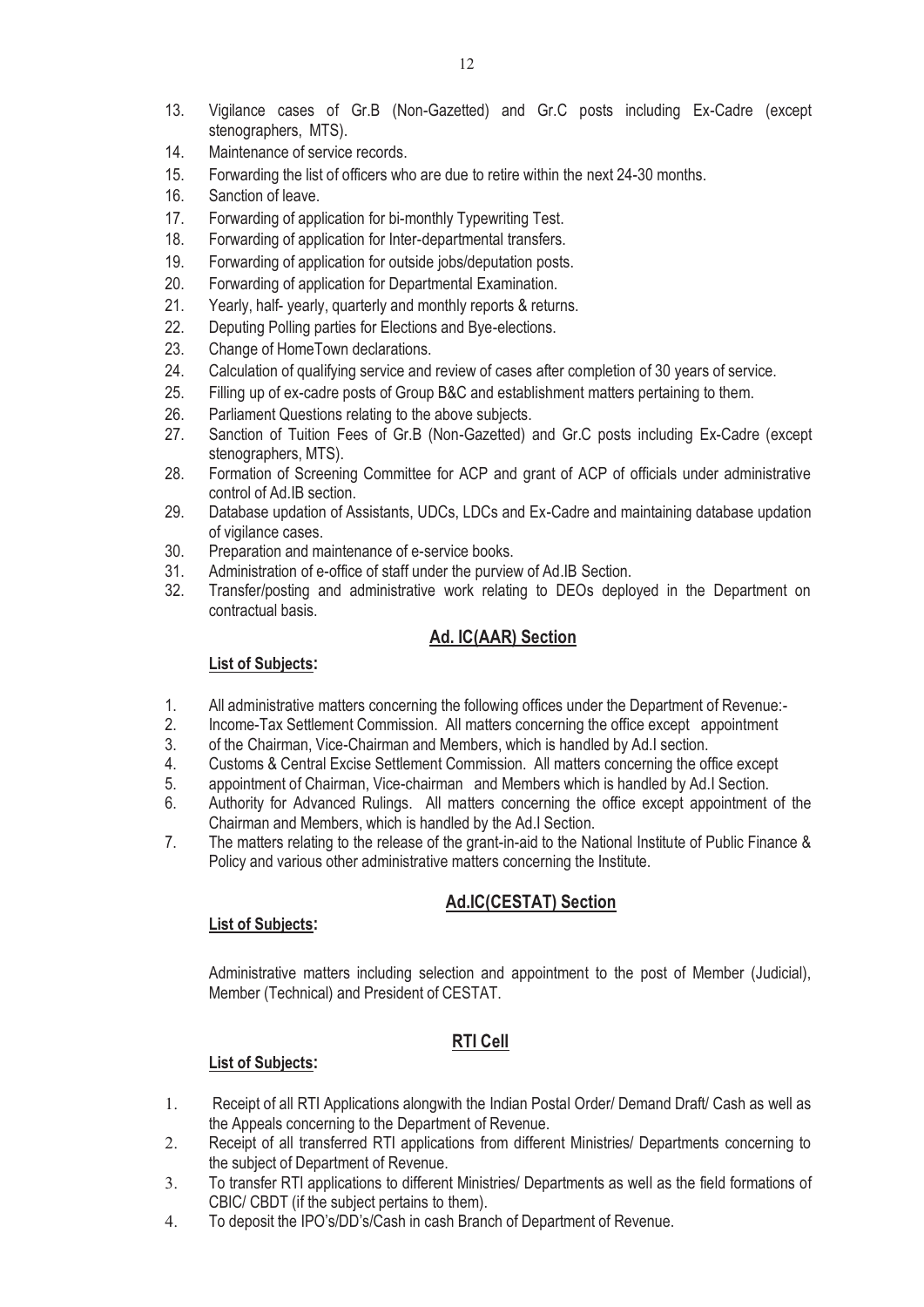13. Vigilance cases of Gr.B (Non-Gazetted) and Gr.C posts including Ex-Cadre (except stenographers, MTS).
14. Maintenance of service records.
15. Forwarding the list of officers who are due to retire within the next 24-30 months.
16. Sanction of leave.
17. Forwarding of application for bi-monthly Typewriting Test.
18. Forwarding of application for Inter-departmental transfers.
19. Forwarding of application for outside jobs/deputation posts.
20. Forwarding of application for Departmental Examination.
21. Yearly, half- yearly, quarterly and monthly reports & returns.
22. Deputing Polling parties for Elections and Bye-elections.
23. Change of HomeTown declarations.
24. Calculation of qualifying service and review of cases after completion of 30 years of service.
25. Filling up of ex-cadre posts of Group B&C and establishment matters pertaining to them.
26. Parliament Questions relating to the above subjects.
27. Sanction of Tuition Fees of Gr.B (Non-Gazetted) and Gr.C posts including Ex-Cadre (except stenographers, MTS).
28. Formation of Screening Committee for ACP and grant of ACP of officials under administrative control of Ad.IB section.
29. Database updation of Assistants, UDCs, LDCs and Ex-Cadre and maintaining database updation of vigilance cases.
30. Preparation and maintenance of e-service books.
31. Administration of e-office of staff under the purview of Ad.IB Section.
32. Transfer/posting and administrative work relating to DEOs deployed in the Department on contractual basis.

## Ad. IC(AAR) Section

**List of Subjects:**

1. All administrative matters concerning the following offices under the Department of Revenue:-
2. Income-Tax Settlement Commission. All matters concerning the office except appointment
3. of the Chairman, Vice-Chairman and Members, which is handled by Ad.I section.
4. Customs & Central Excise Settlement Commission. All matters concerning the office except
5. appointment of Chairman, Vice-chairman and Members which is handled by Ad.I Section.
6. Authority for Advanced Rulings. All matters concerning the office except appointment of the Chairman and Members, which is handled by the Ad.I Section.
7. The matters relating to the release of the grant-in-aid to the National Institute of Public Finance & Policy and various other administrative matters concerning the Institute.

## Ad.IC(CESTAT) Section

**List of Subjects:**

Administrative matters including selection and appointment to the post of Member (Judicial), Member (Technical) and President of CESTAT.

## RTI Cell

**List of Subjects:**

1. Receipt of all RTI Applications alongwith the Indian Postal Order/ Demand Draft/ Cash as well as the Appeals concerning to the Department of Revenue.
2. Receipt of all transferred RTI applications from different Ministries/ Departments concerning to the subject of Department of Revenue.
3. To transfer RTI applications to different Ministries/ Departments as well as the field formations of CBIC/ CBDT (if the subject pertains to them).
4. To deposit the IPO's/DD's/Cash in cash Branch of Department of Revenue.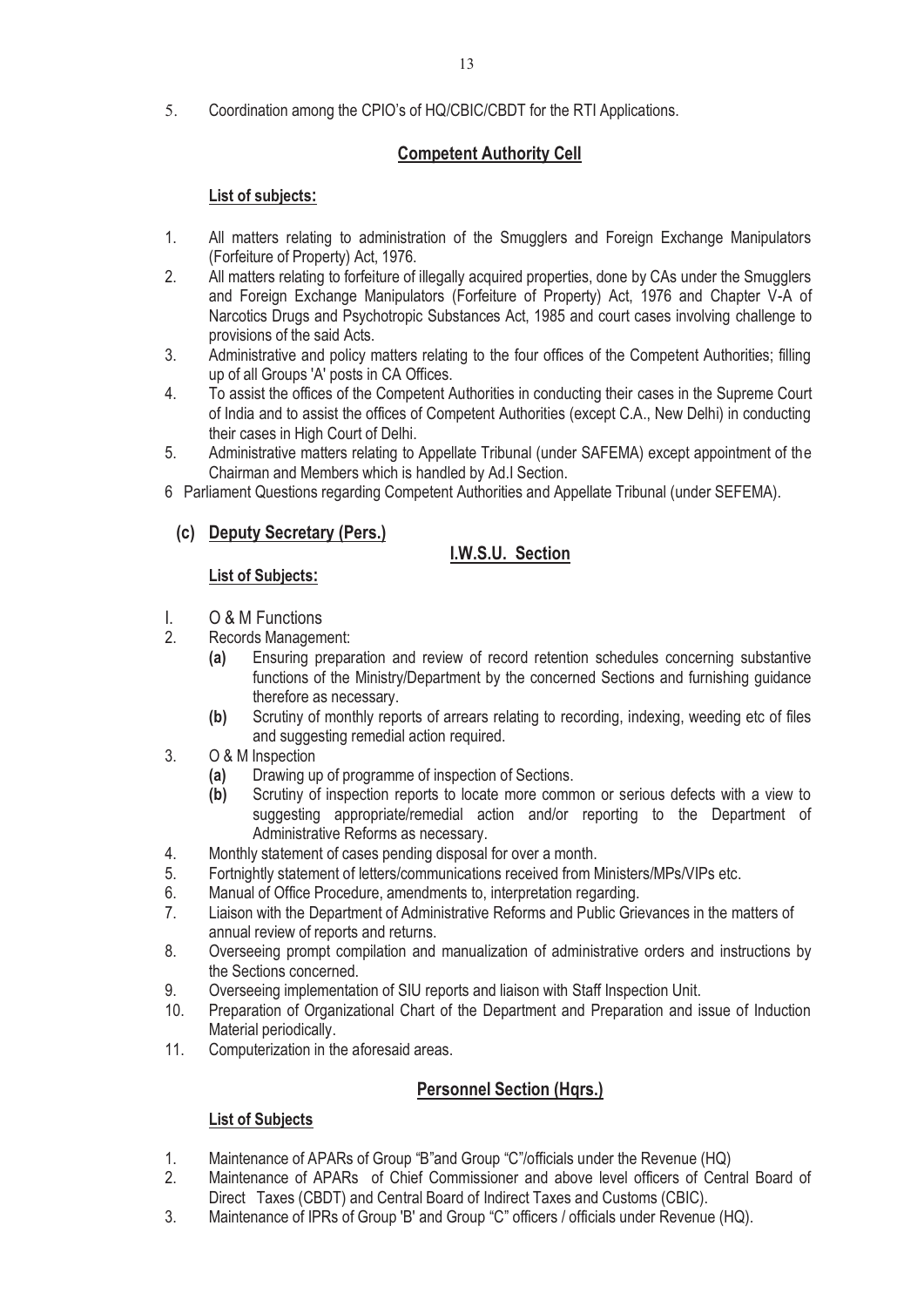5. Coordination among the CPIO's of HQ/CBIC/CBDT for the RTI Applications.

## Competent Authority Cell

**List of subjects:**

1. All matters relating to administration of the Smugglers and Foreign Exchange Manipulators (Forfeiture of Property) Act, 1976.
2. All matters relating to forfeiture of illegally acquired properties, done by CAs under the Smugglers and Foreign Exchange Manipulators (Forfeiture of Property) Act, 1976 and Chapter V-A of Narcotics Drugs and Psychotropic Substances Act, 1985 and court cases involving challenge to provisions of the said Acts.
3. Administrative and policy matters relating to the four offices of the Competent Authorities; filling up of all Groups 'A' posts in CA Offices.
4. To assist the offices of the Competent Authorities in conducting their cases in the Supreme Court of India and to assist the offices of Competent Authorities (except C.A., New Delhi) in conducting their cases in High Court of Delhi.
5. Administrative matters relating to Appellate Tribunal (under SAFEMA) except appointment of the Chairman and Members which is handled by Ad.I Section.
6. Parliament Questions regarding Competent Authorities and Appellate Tribunal (under SEFEMA).

### (c) Deputy Secretary (Pers.)

## I.W.S.U. Section

**List of Subjects:**

1. O & M Functions
2. Records Management:
   - **(a)** Ensuring preparation and review of record retention schedules concerning substantive functions of the Ministry/Department by the concerned Sections and furnishing guidance therefore as necessary.
   - **(b)** Scrutiny of monthly reports of arrears relating to recording, indexing, weeding etc of files and suggesting remedial action required.
3. O & M Inspection
   - **(a)** Drawing up of programme of inspection of Sections.
   - **(b)** Scrutiny of inspection reports to locate more common or serious defects with a view to suggesting appropriate/remedial action and/or reporting to the Department of Administrative Reforms as necessary.
4. Monthly statement of cases pending disposal for over a month.
5. Fortnightly statement of letters/communications received from Ministers/MPs/VIPs etc.
6. Manual of Office Procedure, amendments to, interpretation regarding.
7. Liaison with the Department of Administrative Reforms and Public Grievances in the matters of annual review of reports and returns.
8. Overseeing prompt compilation and manualization of administrative orders and instructions by the Sections concerned.
9. Overseeing implementation of SIU reports and liaison with Staff Inspection Unit.
10. Preparation of Organizational Chart of the Department and Preparation and issue of Induction Material periodically.
11. Computerization in the aforesaid areas.

## Personnel Section (Hqrs.)

**List of Subjects**

1. Maintenance of APARs of Group "B"and Group "C"/officials under the Revenue (HQ)
2. Maintenance of APARs of Chief Commissioner and above level officers of Central Board of Direct Taxes (CBDT) and Central Board of Indirect Taxes and Customs (CBIC).
3. Maintenance of IPRs of Group 'B' and Group "C" officers / officials under Revenue (HQ).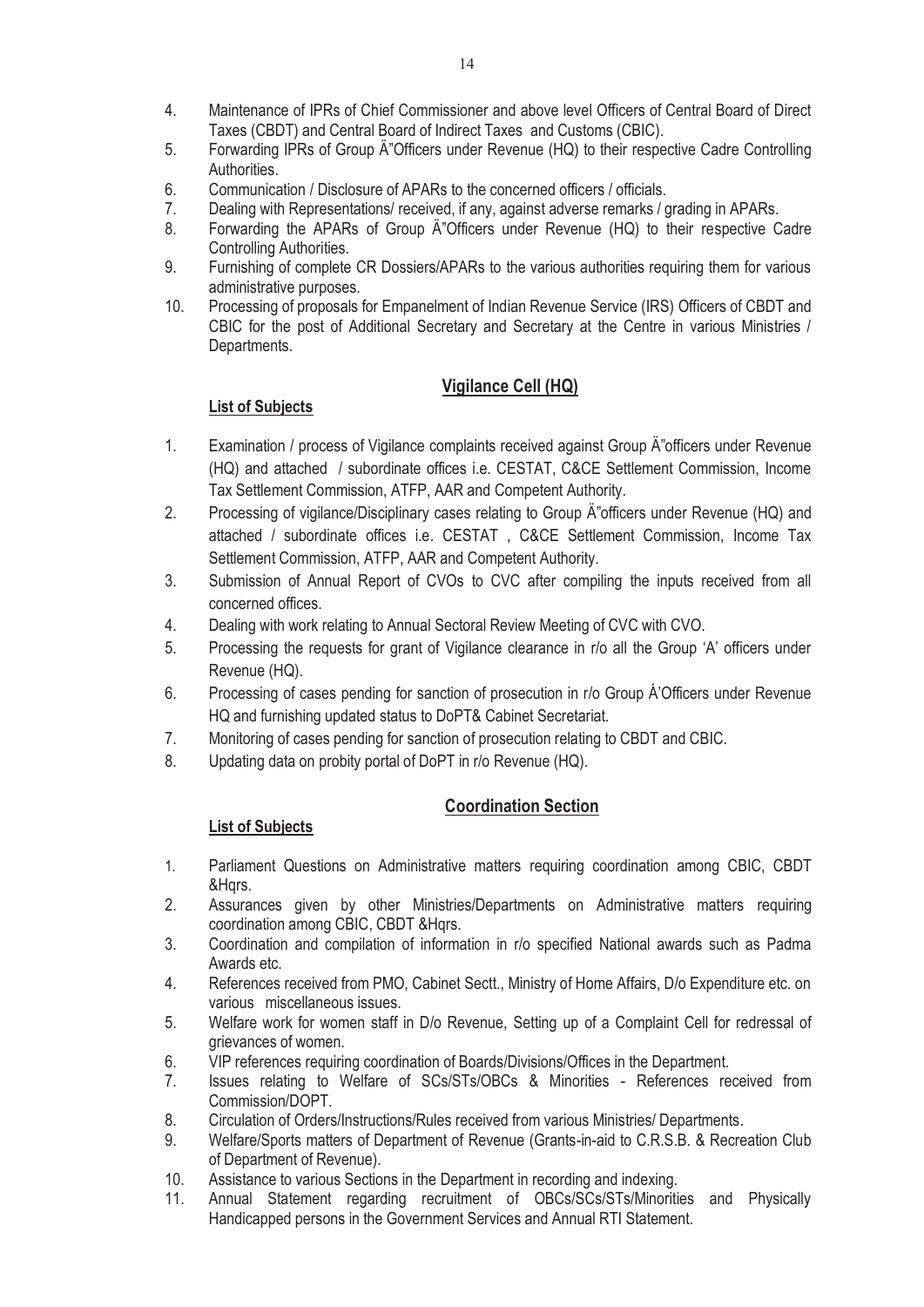4. Maintenance of IPRs of Chief Commissioner and above level Officers of Central Board of Direct Taxes (CBDT) and Central Board of Indirect Taxes and Customs (CBIC).
5. Forwarding IPRs of Group Ä"Officers under Revenue (HQ) to their respective Cadre Controlling Authorities.
6. Communication / Disclosure of APARs to the concerned officers / officials.
7. Dealing with Representations/ received, if any, against adverse remarks / grading in APARs.
8. Forwarding the APARs of Group Ä"Officers under Revenue (HQ) to their respective Cadre Controlling Authorities.
9. Furnishing of complete CR Dossiers/APARs to the various authorities requiring them for various administrative purposes.
10. Processing of proposals for Empanelment of Indian Revenue Service (IRS) Officers of CBDT and CBIC for the post of Additional Secretary and Secretary at the Centre in various Ministries / Departments.

## Vigilance Cell (HQ)

**List of Subjects**

1. Examination / process of Vigilance complaints received against Group Ä"officers under Revenue (HQ) and attached / subordinate offices i.e. CESTAT, C&CE Settlement Commission, Income Tax Settlement Commission, ATFP, AAR and Competent Authority.
2. Processing of vigilance/Disciplinary cases relating to Group Ä"officers under Revenue (HQ) and attached / subordinate offices i.e. CESTAT , C&CE Settlement Commission, Income Tax Settlement Commission, ATFP, AAR and Competent Authority.
3. Submission of Annual Report of CVOs to CVC after compiling the inputs received from all concerned offices.
4. Dealing with work relating to Annual Sectoral Review Meeting of CVC with CVO.
5. Processing the requests for grant of Vigilance clearance in r/o all the Group 'A' officers under Revenue (HQ).
6. Processing of cases pending for sanction of prosecution in r/o Group Á'Officers under Revenue HQ and furnishing updated status to DoPT& Cabinet Secretariat.
7. Monitoring of cases pending for sanction of prosecution relating to CBDT and CBIC.
8. Updating data on probity portal of DoPT in r/o Revenue (HQ).

## Coordination Section

**List of Subjects**

1. Parliament Questions on Administrative matters requiring coordination among CBIC, CBDT &Hqrs.
2. Assurances given by other Ministries/Departments on Administrative matters requiring coordination among CBIC, CBDT &Hqrs.
3. Coordination and compilation of information in r/o specified National awards such as Padma Awards etc.
4. References received from PMO, Cabinet Sectt., Ministry of Home Affairs, D/o Expenditure etc. on various miscellaneous issues.
5. Welfare work for women staff in D/o Revenue, Setting up of a Complaint Cell for redressal of grievances of women.
6. VIP references requiring coordination of Boards/Divisions/Offices in the Department.
7. Issues relating to Welfare of SCs/STs/OBCs & Minorities - References received from Commission/DOPT.
8. Circulation of Orders/Instructions/Rules received from various Ministries/ Departments.
9. Welfare/Sports matters of Department of Revenue (Grants-in-aid to C.R.S.B. & Recreation Club of Department of Revenue).
10. Assistance to various Sections in the Department in recording and indexing.
11. Annual Statement regarding recruitment of OBCs/SCs/STs/Minorities and Physically Handicapped persons in the Government Services and Annual RTI Statement.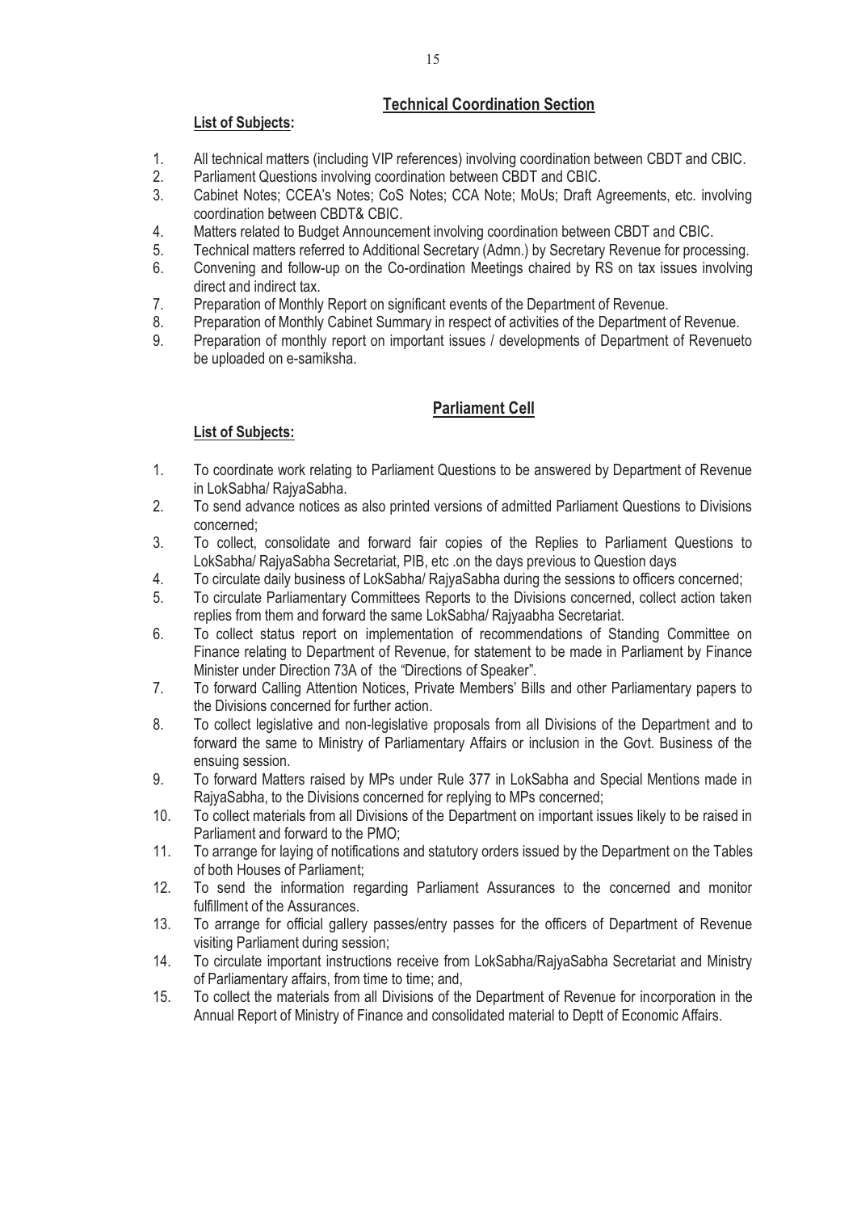## Technical Coordination Section

**List of Subjects:**

1. All technical matters (including VIP references) involving coordination between CBDT and CBIC.
2. Parliament Questions involving coordination between CBDT and CBIC.
3. Cabinet Notes; CCEA's Notes; CoS Notes; CCA Note; MoUs; Draft Agreements, etc. involving coordination between CBDT& CBIC.
4. Matters related to Budget Announcement involving coordination between CBDT and CBIC.
5. Technical matters referred to Additional Secretary (Admn.) by Secretary Revenue for processing.
6. Convening and follow-up on the Co-ordination Meetings chaired by RS on tax issues involving direct and indirect tax.
7. Preparation of Monthly Report on significant events of the Department of Revenue.
8. Preparation of Monthly Cabinet Summary in respect of activities of the Department of Revenue.
9. Preparation of monthly report on important issues / developments of Department of Revenueto be uploaded on e-samiksha.

## Parliament Cell

**List of Subjects:**

1. To coordinate work relating to Parliament Questions to be answered by Department of Revenue in LokSabha/ RajyaSabha.
2. To send advance notices as also printed versions of admitted Parliament Questions to Divisions concerned;
3. To collect, consolidate and forward fair copies of the Replies to Parliament Questions to LokSabha/ RajyaSabha Secretariat, PIB, etc .on the days previous to Question days
4. To circulate daily business of LokSabha/ RajyaSabha during the sessions to officers concerned;
5. To circulate Parliamentary Committees Reports to the Divisions concerned, collect action taken replies from them and forward the same LokSabha/ Rajyaabha Secretariat.
6. To collect status report on implementation of recommendations of Standing Committee on Finance relating to Department of Revenue, for statement to be made in Parliament by Finance Minister under Direction 73A of the "Directions of Speaker".
7. To forward Calling Attention Notices, Private Members' Bills and other Parliamentary papers to the Divisions concerned for further action.
8. To collect legislative and non-legislative proposals from all Divisions of the Department and to forward the same to Ministry of Parliamentary Affairs or inclusion in the Govt. Business of the ensuing session.
9. To forward Matters raised by MPs under Rule 377 in LokSabha and Special Mentions made in RajyaSabha, to the Divisions concerned for replying to MPs concerned;
10. To collect materials from all Divisions of the Department on important issues likely to be raised in Parliament and forward to the PMO;
11. To arrange for laying of notifications and statutory orders issued by the Department on the Tables of both Houses of Parliament;
12. To send the information regarding Parliament Assurances to the concerned and monitor fulfillment of the Assurances.
13. To arrange for official gallery passes/entry passes for the officers of Department of Revenue visiting Parliament during session;
14. To circulate important instructions receive from LokSabha/RajyaSabha Secretariat and Ministry of Parliamentary affairs, from time to time; and,
15. To collect the materials from all Divisions of the Department of Revenue for incorporation in the Annual Report of Ministry of Finance and consolidated material to Deptt of Economic Affairs.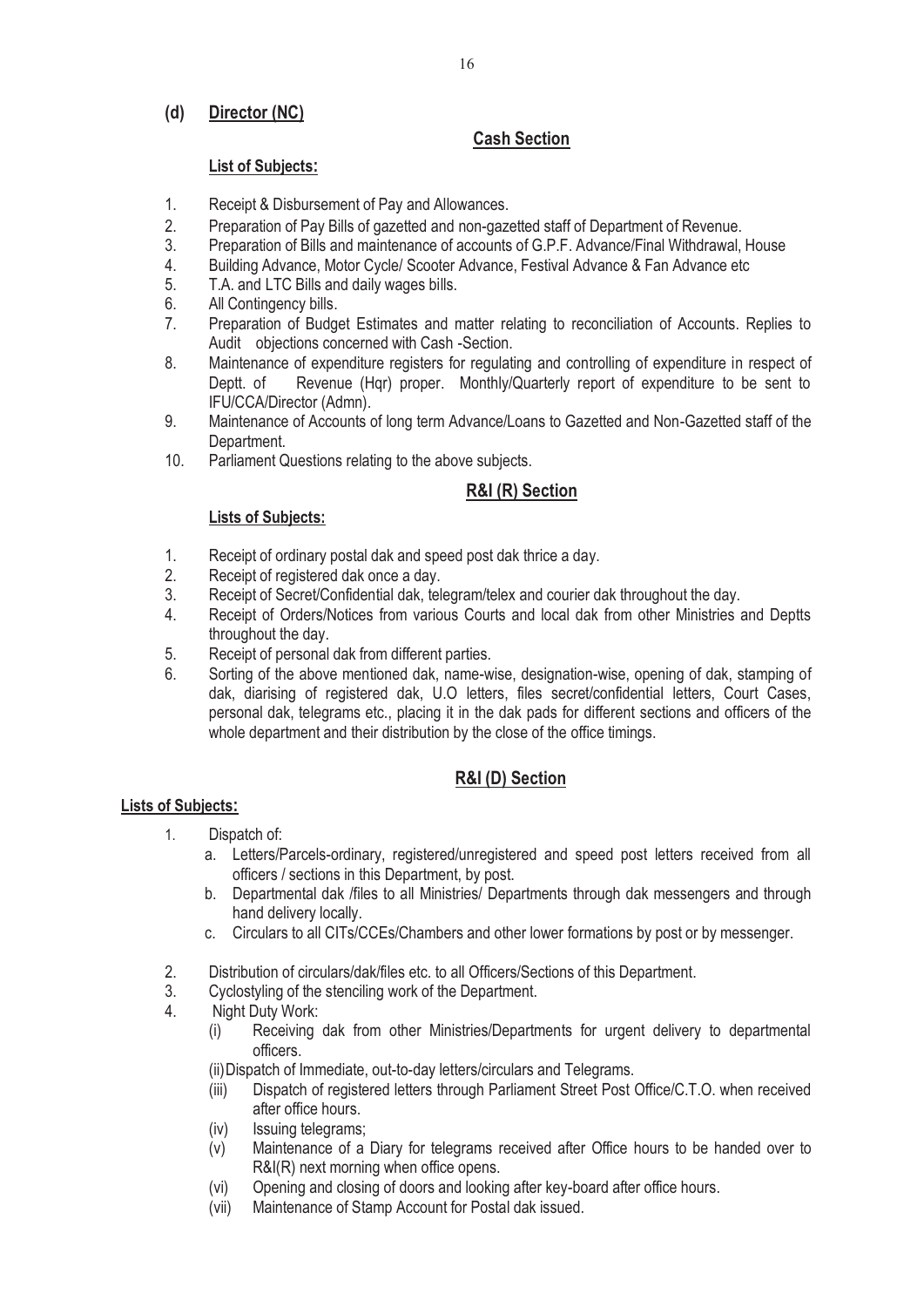## (d) Director (NC)

### Cash Section

**List of Subjects:**

1. Receipt & Disbursement of Pay and Allowances.
2. Preparation of Pay Bills of gazetted and non-gazetted staff of Department of Revenue.
3. Preparation of Bills and maintenance of accounts of G.P.F. Advance/Final Withdrawal, House
4. Building Advance, Motor Cycle/ Scooter Advance, Festival Advance & Fan Advance etc
5. T.A. and LTC Bills and daily wages bills.
6. All Contingency bills.
7. Preparation of Budget Estimates and matter relating to reconciliation of Accounts. Replies to Audit objections concerned with Cash -Section.
8. Maintenance of expenditure registers for regulating and controlling of expenditure in respect of Deptt. of Revenue (Hqr) proper. Monthly/Quarterly report of expenditure to be sent to IFU/CCA/Director (Admn).
9. Maintenance of Accounts of long term Advance/Loans to Gazetted and Non-Gazetted staff of the Department.
10. Parliament Questions relating to the above subjects.

### R&I (R) Section

**Lists of Subjects:**

1. Receipt of ordinary postal dak and speed post dak thrice a day.
2. Receipt of registered dak once a day.
3. Receipt of Secret/Confidential dak, telegram/telex and courier dak throughout the day.
4. Receipt of Orders/Notices from various Courts and local dak from other Ministries and Deptts throughout the day.
5. Receipt of personal dak from different parties.
6. Sorting of the above mentioned dak, name-wise, designation-wise, opening of dak, stamping of dak, diarising of registered dak, U.O letters, files secret/confidential letters, Court Cases, personal dak, telegrams etc., placing it in the dak pads for different sections and officers of the whole department and their distribution by the close of the office timings.

### R&I (D) Section

**Lists of Subjects:**

1. Dispatch of:
   a. Letters/Parcels-ordinary, registered/unregistered and speed post letters received from all officers / sections in this Department, by post.
   b. Departmental dak /files to all Ministries/ Departments through dak messengers and through hand delivery locally.
   c. Circulars to all CITs/CCEs/Chambers and other lower formations by post or by messenger.
2. Distribution of circulars/dak/files etc. to all Officers/Sections of this Department.
3. Cyclostyling of the stenciling work of the Department.
4. Night Duty Work:
   (i) Receiving dak from other Ministries/Departments for urgent delivery to departmental officers.
   (ii) Dispatch of Immediate, out-to-day letters/circulars and Telegrams.
   (iii) Dispatch of registered letters through Parliament Street Post Office/C.T.O. when received after office hours.
   (iv) Issuing telegrams;
   (v) Maintenance of a Diary for telegrams received after Office hours to be handed over to R&I(R) next morning when office opens.
   (vi) Opening and closing of doors and looking after key-board after office hours.
   (vii) Maintenance of Stamp Account for Postal dak issued.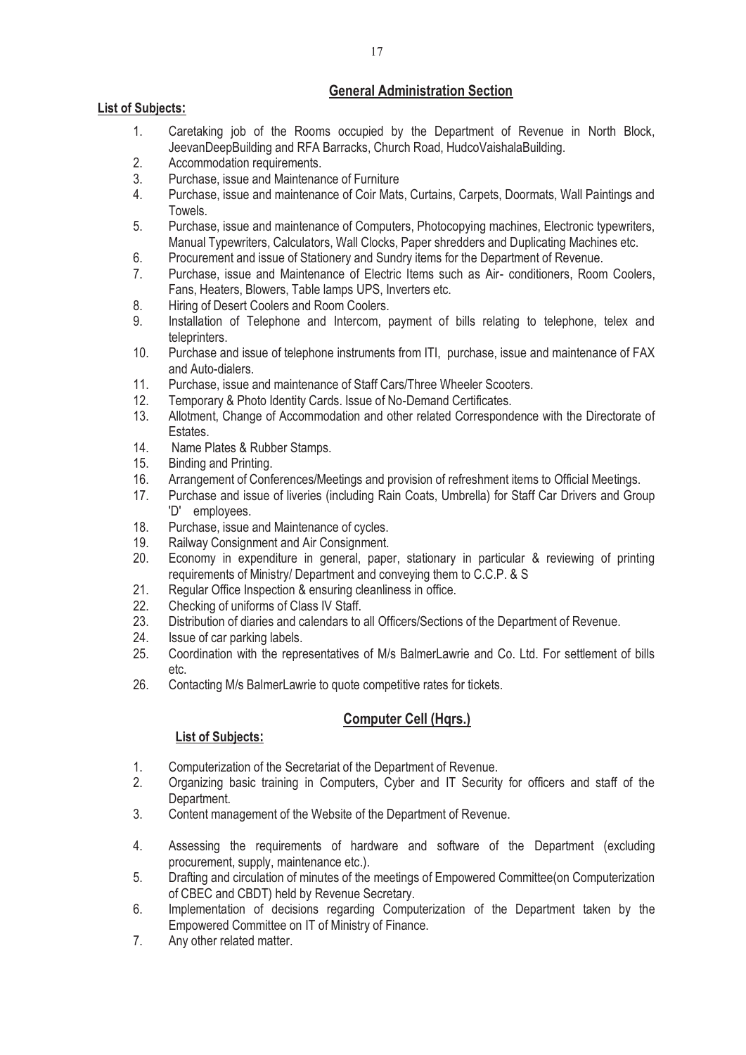## General Administration Section

**List of Subjects:**

1. Caretaking job of the Rooms occupied by the Department of Revenue in North Block, JeevanDeepBuilding and RFA Barracks, Church Road, HudcoVaishalaBuilding.
2. Accommodation requirements.
3. Purchase, issue and Maintenance of Furniture
4. Purchase, issue and maintenance of Coir Mats, Curtains, Carpets, Doormats, Wall Paintings and Towels.
5. Purchase, issue and maintenance of Computers, Photocopying machines, Electronic typewriters, Manual Typewriters, Calculators, Wall Clocks, Paper shredders and Duplicating Machines etc.
6. Procurement and issue of Stationery and Sundry items for the Department of Revenue.
7. Purchase, issue and Maintenance of Electric Items such as Air- conditioners, Room Coolers, Fans, Heaters, Blowers, Table lamps UPS, Inverters etc.
8. Hiring of Desert Coolers and Room Coolers.
9. Installation of Telephone and Intercom, payment of bills relating to telephone, telex and teleprinters.
10. Purchase and issue of telephone instruments from ITI, purchase, issue and maintenance of FAX and Auto-dialers.
11. Purchase, issue and maintenance of Staff Cars/Three Wheeler Scooters.
12. Temporary & Photo Identity Cards. Issue of No-Demand Certificates.
13. Allotment, Change of Accommodation and other related Correspondence with the Directorate of Estates.
14. Name Plates & Rubber Stamps.
15. Binding and Printing.
16. Arrangement of Conferences/Meetings and provision of refreshment items to Official Meetings.
17. Purchase and issue of liveries (including Rain Coats, Umbrella) for Staff Car Drivers and Group 'D' employees.
18. Purchase, issue and Maintenance of cycles.
19. Railway Consignment and Air Consignment.
20. Economy in expenditure in general, paper, stationary in particular & reviewing of printing requirements of Ministry/ Department and conveying them to C.C.P. & S
21. Regular Office Inspection & ensuring cleanliness in office.
22. Checking of uniforms of Class IV Staff.
23. Distribution of diaries and calendars to all Officers/Sections of the Department of Revenue.
24. Issue of car parking labels.
25. Coordination with the representatives of M/s BalmerLawrie and Co. Ltd. For settlement of bills etc.
26. Contacting M/s BalmerLawrie to quote competitive rates for tickets.

## Computer Cell (Hqrs.)

**List of Subjects:**

1. Computerization of the Secretariat of the Department of Revenue.
2. Organizing basic training in Computers, Cyber and IT Security for officers and staff of the Department.
3. Content management of the Website of the Department of Revenue.
4. Assessing the requirements of hardware and software of the Department (excluding procurement, supply, maintenance etc.).
5. Drafting and circulation of minutes of the meetings of Empowered Committee(on Computerization of CBEC and CBDT) held by Revenue Secretary.
6. Implementation of decisions regarding Computerization of the Department taken by the Empowered Committee on IT of Ministry of Finance.
7. Any other related matter.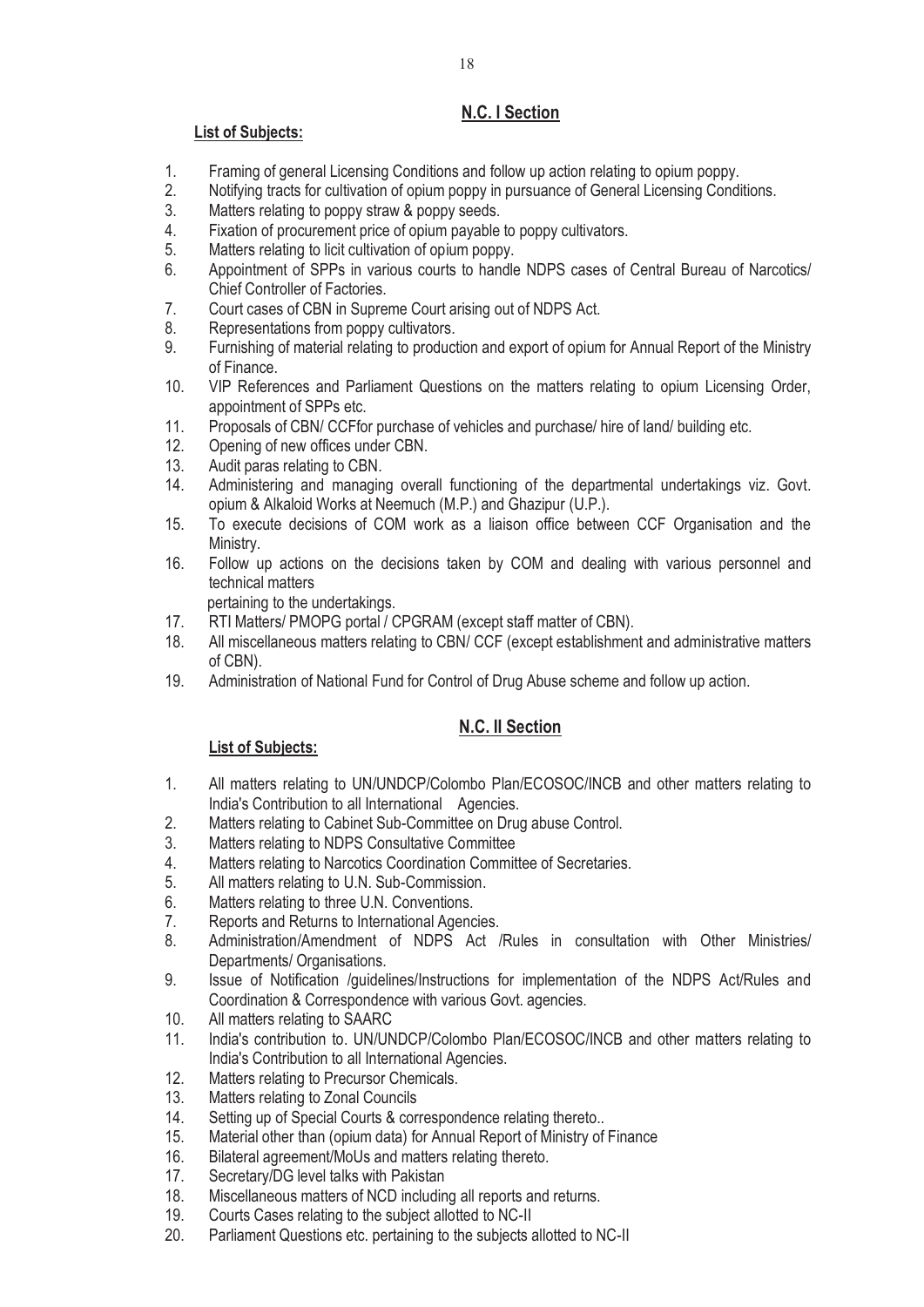## N.C. I Section

**List of Subjects:**

1. Framing of general Licensing Conditions and follow up action relating to opium poppy.
2. Notifying tracts for cultivation of opium poppy in pursuance of General Licensing Conditions.
3. Matters relating to poppy straw & poppy seeds.
4. Fixation of procurement price of opium payable to poppy cultivators.
5. Matters relating to licit cultivation of opium poppy.
6. Appointment of SPPs in various courts to handle NDPS cases of Central Bureau of Narcotics/ Chief Controller of Factories.
7. Court cases of CBN in Supreme Court arising out of NDPS Act.
8. Representations from poppy cultivators.
9. Furnishing of material relating to production and export of opium for Annual Report of the Ministry of Finance.
10. VIP References and Parliament Questions on the matters relating to opium Licensing Order, appointment of SPPs etc.
11. Proposals of CBN/ CCFfor purchase of vehicles and purchase/ hire of land/ building etc.
12. Opening of new offices under CBN.
13. Audit paras relating to CBN.
14. Administering and managing overall functioning of the departmental undertakings viz. Govt. opium & Alkaloid Works at Neemuch (M.P.) and Ghazipur (U.P.).
15. To execute decisions of COM work as a liaison office between CCF Organisation and the Ministry.
16. Follow up actions on the decisions taken by COM and dealing with various personnel and technical matters
    pertaining to the undertakings.
17. RTI Matters/ PMOPG portal / CPGRAM (except staff matter of CBN).
18. All miscellaneous matters relating to CBN/ CCF (except establishment and administrative matters of CBN).
19. Administration of National Fund for Control of Drug Abuse scheme and follow up action.

## N.C. II Section

**List of Subjects:**

1. All matters relating to UN/UNDCP/Colombo Plan/ECOSOC/INCB and other matters relating to India's Contribution to all International Agencies.
2. Matters relating to Cabinet Sub-Committee on Drug abuse Control.
3. Matters relating to NDPS Consultative Committee
4. Matters relating to Narcotics Coordination Committee of Secretaries.
5. All matters relating to U.N. Sub-Commission.
6. Matters relating to three U.N. Conventions.
7. Reports and Returns to International Agencies.
8. Administration/Amendment of NDPS Act /Rules in consultation with Other Ministries/ Departments/ Organisations.
9. Issue of Notification /guidelines/Instructions for implementation of the NDPS Act/Rules and Coordination & Correspondence with various Govt. agencies.
10. All matters relating to SAARC
11. India's contribution to. UN/UNDCP/Colombo Plan/ECOSOC/INCB and other matters relating to India's Contribution to all International Agencies.
12. Matters relating to Precursor Chemicals.
13. Matters relating to Zonal Councils
14. Setting up of Special Courts & correspondence relating thereto..
15. Material other than (opium data) for Annual Report of Ministry of Finance
16. Bilateral agreement/MoUs and matters relating thereto.
17. Secretary/DG level talks with Pakistan
18. Miscellaneous matters of NCD including all reports and returns.
19. Courts Cases relating to the subject allotted to NC-II
20. Parliament Questions etc. pertaining to the subjects allotted to NC-II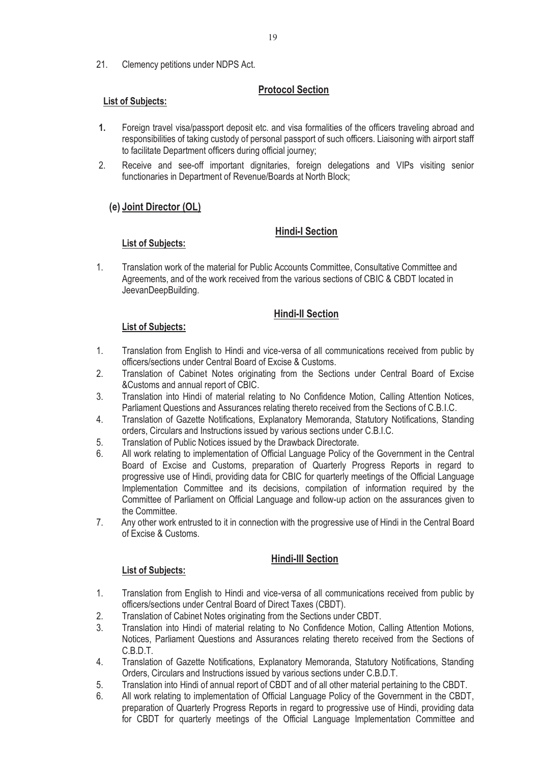21. Clemency petitions under NDPS Act.

### Protocol Section

**List of Subjects:**

1. Foreign travel visa/passport deposit etc. and visa formalities of the officers traveling abroad and responsibilities of taking custody of personal passport of such officers. Liaisoning with airport staff to facilitate Department officers during official journey;
2. Receive and see-off important dignitaries, foreign delegations and VIPs visiting senior functionaries in Department of Revenue/Boards at North Block;

## (e) Joint Director (OL)

### Hindi-I Section

**List of Subjects:**

1. Translation work of the material for Public Accounts Committee, Consultative Committee and Agreements, and of the work received from the various sections of CBIC & CBDT located in JeevanDeepBuilding.

### Hindi-II Section

**List of Subjects:**

1. Translation from English to Hindi and vice-versa of all communications received from public by officers/sections under Central Board of Excise & Customs.
2. Translation of Cabinet Notes originating from the Sections under Central Board of Excise &Customs and annual report of CBIC.
3. Translation into Hindi of material relating to No Confidence Motion, Calling Attention Notices, Parliament Questions and Assurances relating thereto received from the Sections of C.B.I.C.
4. Translation of Gazette Notifications, Explanatory Memoranda, Statutory Notifications, Standing orders, Circulars and Instructions issued by various sections under C.B.I.C.
5. Translation of Public Notices issued by the Drawback Directorate.
6. All work relating to implementation of Official Language Policy of the Government in the Central Board of Excise and Customs, preparation of Quarterly Progress Reports in regard to progressive use of Hindi, providing data for CBIC for quarterly meetings of the Official Language Implementation Committee and its decisions, compilation of information required by the Committee of Parliament on Official Language and follow-up action on the assurances given to the Committee.
7. Any other work entrusted to it in connection with the progressive use of Hindi in the Central Board of Excise & Customs.

### Hindi-III Section

**List of Subjects:**

1. Translation from English to Hindi and vice-versa of all communications received from public by officers/sections under Central Board of Direct Taxes (CBDT).
2. Translation of Cabinet Notes originating from the Sections under CBDT.
3. Translation into Hindi of material relating to No Confidence Motion, Calling Attention Motions, Notices, Parliament Questions and Assurances relating thereto received from the Sections of C.B.D.T.
4. Translation of Gazette Notifications, Explanatory Memoranda, Statutory Notifications, Standing Orders, Circulars and Instructions issued by various sections under C.B.D.T.
5. Translation into Hindi of annual report of CBDT and of all other material pertaining to the CBDT.
6. All work relating to implementation of Official Language Policy of the Government in the CBDT, preparation of Quarterly Progress Reports in regard to progressive use of Hindi, providing data for CBDT for quarterly meetings of the Official Language Implementation Committee and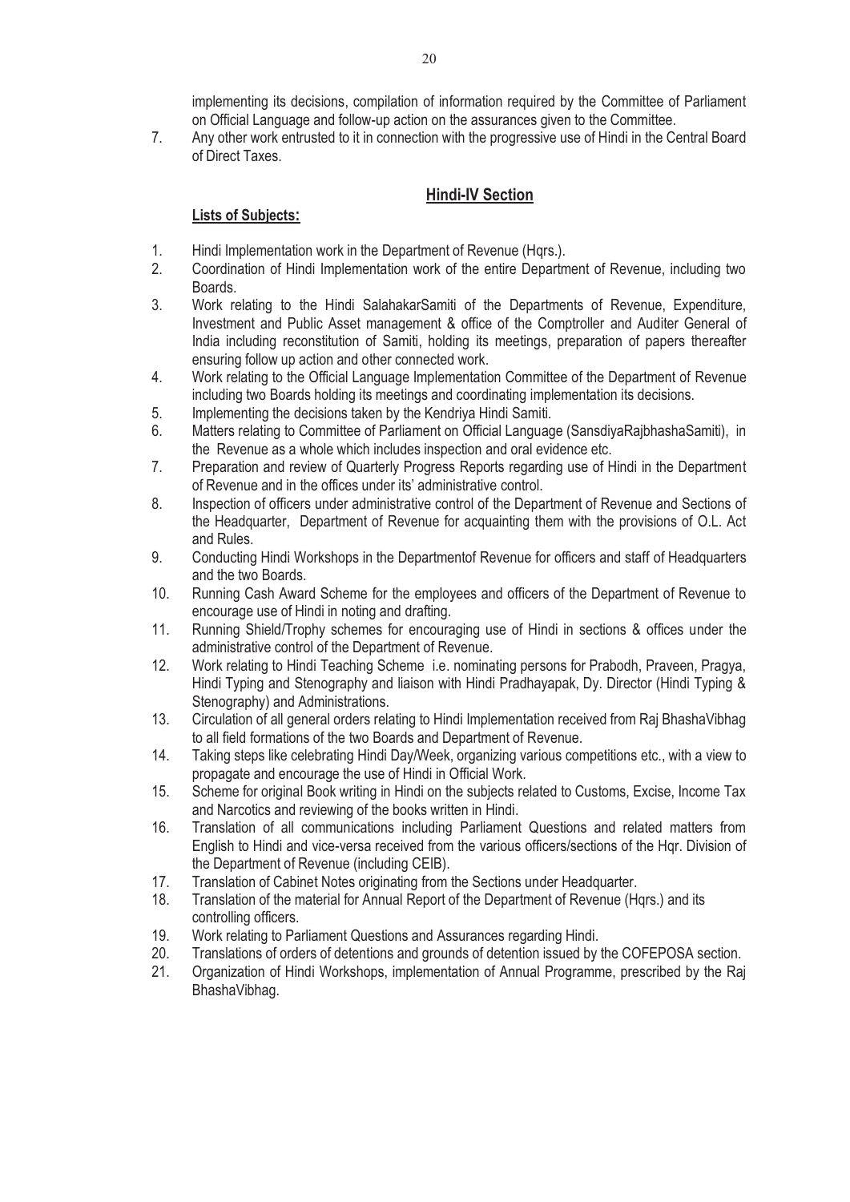implementing its decisions, compilation of information required by the Committee of Parliament on Official Language and follow-up action on the assurances given to the Committee.

7. Any other work entrusted to it in connection with the progressive use of Hindi in the Central Board of Direct Taxes.

## Hindi-IV Section

**Lists of Subjects:**

1. Hindi Implementation work in the Department of Revenue (Hqrs.).
2. Coordination of Hindi Implementation work of the entire Department of Revenue, including two Boards.
3. Work relating to the Hindi SalahakarSamiti of the Departments of Revenue, Expenditure, Investment and Public Asset management & office of the Comptroller and Auditer General of India including reconstitution of Samiti, holding its meetings, preparation of papers thereafter ensuring follow up action and other connected work.
4. Work relating to the Official Language Implementation Committee of the Department of Revenue including two Boards holding its meetings and coordinating implementation its decisions.
5. Implementing the decisions taken by the Kendriya Hindi Samiti.
6. Matters relating to Committee of Parliament on Official Language (SansdiyaRajbhashaSamiti), in the Revenue as a whole which includes inspection and oral evidence etc.
7. Preparation and review of Quarterly Progress Reports regarding use of Hindi in the Department of Revenue and in the offices under its' administrative control.
8. Inspection of officers under administrative control of the Department of Revenue and Sections of the Headquarter, Department of Revenue for acquainting them with the provisions of O.L. Act and Rules.
9. Conducting Hindi Workshops in the Departmentof Revenue for officers and staff of Headquarters and the two Boards.
10. Running Cash Award Scheme for the employees and officers of the Department of Revenue to encourage use of Hindi in noting and drafting.
11. Running Shield/Trophy schemes for encouraging use of Hindi in sections & offices under the administrative control of the Department of Revenue.
12. Work relating to Hindi Teaching Scheme i.e. nominating persons for Prabodh, Praveen, Pragya, Hindi Typing and Stenography and liaison with Hindi Pradhayapak, Dy. Director (Hindi Typing & Stenography) and Administrations.
13. Circulation of all general orders relating to Hindi Implementation received from Raj BhashaVibhag to all field formations of the two Boards and Department of Revenue.
14. Taking steps like celebrating Hindi Day/Week, organizing various competitions etc., with a view to propagate and encourage the use of Hindi in Official Work.
15. Scheme for original Book writing in Hindi on the subjects related to Customs, Excise, Income Tax and Narcotics and reviewing of the books written in Hindi.
16. Translation of all communications including Parliament Questions and related matters from English to Hindi and vice-versa received from the various officers/sections of the Hqr. Division of the Department of Revenue (including CEIB).
17. Translation of Cabinet Notes originating from the Sections under Headquarter.
18. Translation of the material for Annual Report of the Department of Revenue (Hqrs.) and its controlling officers.
19. Work relating to Parliament Questions and Assurances regarding Hindi.
20. Translations of orders of detentions and grounds of detention issued by the COFEPOSA section.
21. Organization of Hindi Workshops, implementation of Annual Programme, prescribed by the Raj BhashaVibhag.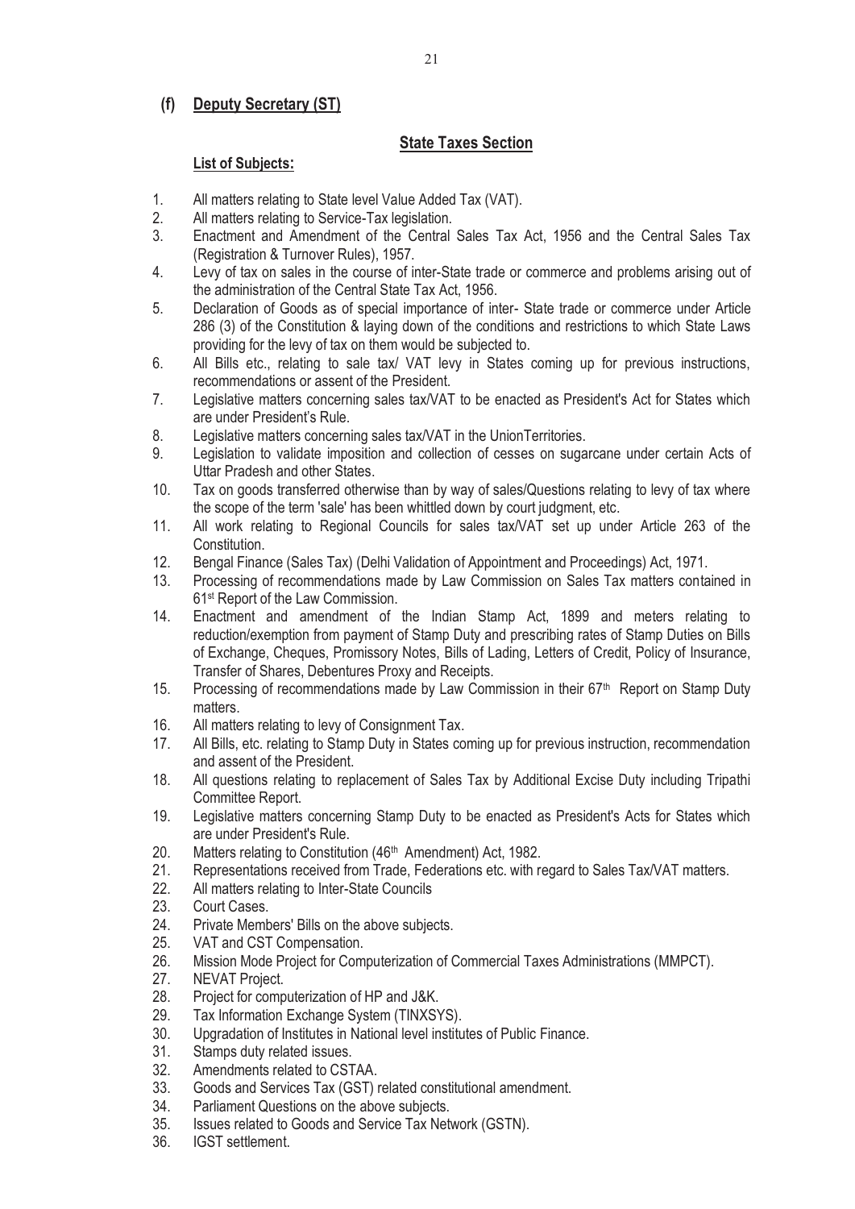## (f) Deputy Secretary (ST)

### State Taxes Section

**List of Subjects:**

1. All matters relating to State level Value Added Tax (VAT).
2. All matters relating to Service-Tax legislation.
3. Enactment and Amendment of the Central Sales Tax Act, 1956 and the Central Sales Tax (Registration & Turnover Rules), 1957.
4. Levy of tax on sales in the course of inter-State trade or commerce and problems arising out of the administration of the Central State Tax Act, 1956.
5. Declaration of Goods as of special importance of inter- State trade or commerce under Article 286 (3) of the Constitution & laying down of the conditions and restrictions to which State Laws providing for the levy of tax on them would be subjected to.
6. All Bills etc., relating to sale tax/ VAT levy in States coming up for previous instructions, recommendations or assent of the President.
7. Legislative matters concerning sales tax/VAT to be enacted as President's Act for States which are under President's Rule.
8. Legislative matters concerning sales tax/VAT in the UnionTerritories.
9. Legislation to validate imposition and collection of cesses on sugarcane under certain Acts of Uttar Pradesh and other States.
10. Tax on goods transferred otherwise than by way of sales/Questions relating to levy of tax where the scope of the term 'sale' has been whittled down by court judgment, etc.
11. All work relating to Regional Councils for sales tax/VAT set up under Article 263 of the Constitution.
12. Bengal Finance (Sales Tax) (Delhi Validation of Appointment and Proceedings) Act, 1971.
13. Processing of recommendations made by Law Commission on Sales Tax matters contained in 61st Report of the Law Commission.
14. Enactment and amendment of the Indian Stamp Act, 1899 and meters relating to reduction/exemption from payment of Stamp Duty and prescribing rates of Stamp Duties on Bills of Exchange, Cheques, Promissory Notes, Bills of Lading, Letters of Credit, Policy of Insurance, Transfer of Shares, Debentures Proxy and Receipts.
15. Processing of recommendations made by Law Commission in their 67th Report on Stamp Duty matters.
16. All matters relating to levy of Consignment Tax.
17. All Bills, etc. relating to Stamp Duty in States coming up for previous instruction, recommendation and assent of the President.
18. All questions relating to replacement of Sales Tax by Additional Excise Duty including Tripathi Committee Report.
19. Legislative matters concerning Stamp Duty to be enacted as President's Acts for States which are under President's Rule.
20. Matters relating to Constitution (46th Amendment) Act, 1982.
21. Representations received from Trade, Federations etc. with regard to Sales Tax/VAT matters.
22. All matters relating to Inter-State Councils
23. Court Cases.
24. Private Members' Bills on the above subjects.
25. VAT and CST Compensation.
26. Mission Mode Project for Computerization of Commercial Taxes Administrations (MMPCT).
27. NEVAT Project.
28. Project for computerization of HP and J&K.
29. Tax Information Exchange System (TINXSYS).
30. Upgradation of Institutes in National level institutes of Public Finance.
31. Stamps duty related issues.
32. Amendments related to CSTAA.
33. Goods and Services Tax (GST) related constitutional amendment.
34. Parliament Questions on the above subjects.
35. Issues related to Goods and Service Tax Network (GSTN).
36. IGST settlement.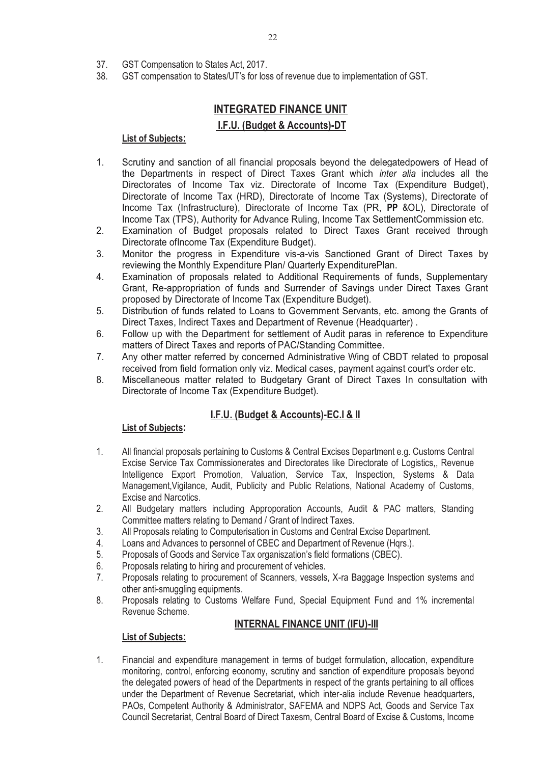37. GST Compensation to States Act, 2017.
38. GST compensation to States/UT's for loss of revenue due to implementation of GST.

## INTEGRATED FINANCE UNIT

### I.F.U. (Budget & Accounts)-DT

**List of Subjects:**

1. Scrutiny and sanction of all financial proposals beyond the delegatedpowers of Head of the Departments in respect of Direct Taxes Grant which *inter alia* includes all the Directorates of Income Tax viz. Directorate of Income Tax (Expenditure Budget), Directorate of Income Tax (HRD), Directorate of Income Tax (Systems), Directorate of Income Tax (Infrastructure), Directorate of Income Tax (PR, **PP** &OL), Directorate of Income Tax (TPS), Authority for Advance Ruling, Income Tax SettlementCommission etc.
2. Examination of Budget proposals related to Direct Taxes Grant received through Directorate ofIncome Tax (Expenditure Budget).
3. Monitor the progress in Expenditure vis-a-vis Sanctioned Grant of Direct Taxes by reviewing the Monthly Expenditure Plan/ Quarterly ExpenditurePlan.
4. Examination of proposals related to Additional Requirements of funds, Supplementary Grant, Re-appropriation of funds and Surrender of Savings under Direct Taxes Grant proposed by Directorate of Income Tax (Expenditure Budget).
5. Distribution of funds related to Loans to Government Servants, etc. among the Grants of Direct Taxes, Indirect Taxes and Department of Revenue (Headquarter) .
6. Follow up with the Department for settlement of Audit paras in reference to Expenditure matters of Direct Taxes and reports of PAC/Standing Committee.
7. Any other matter referred by concerned Administrative Wing of CBDT related to proposal received from field formation only viz. Medical cases, payment against court's order etc.
8. Miscellaneous matter related to Budgetary Grant of Direct Taxes In consultation with Directorate of Income Tax (Expenditure Budget).

### I.F.U. (Budget & Accounts)-EC.I & II

**List of Subjects:**

1. All financial proposals pertaining to Customs & Central Excises Department e.g. Customs Central Excise Service Tax Commissionerates and Directorates like Directorate of Logistics,, Revenue Intelligence Export Promotion, Valuation, Service Tax, Inspection, Systems & Data Management,Vigilance, Audit, Publicity and Public Relations, National Academy of Customs, Excise and Narcotics.
2. All Budgetary matters including Approporation Accounts, Audit & PAC matters, Standing Committee matters relating to Demand / Grant of Indirect Taxes.
3. All Proposals relating to Computerisation in Customs and Central Excise Department.
4. Loans and Advances to personnel of CBEC and Department of Revenue (Hqrs.).
5. Proposals of Goods and Service Tax organiszation's field formations (CBEC).
6. Proposals relating to hiring and procurement of vehicles.
7. Proposals relating to procurement of Scanners, vessels, X-ra Baggage Inspection systems and other anti-smuggling equipments.
8. Proposals relating to Customs Welfare Fund, Special Equipment Fund and 1% incremental Revenue Scheme.

### INTERNAL FINANCE UNIT (IFU)-III

**List of Subjects:**

1. Financial and expenditure management in terms of budget formulation, allocation, expenditure monitoring, control, enforcing economy, scrutiny and sanction of expenditure proposals beyond the delegated powers of head of the Departments in respect of the grants pertaining to all offices under the Department of Revenue Secretariat, which inter-alia include Revenue headquarters, PAOs, Competent Authority & Administrator, SAFEMA and NDPS Act, Goods and Service Tax Council Secretariat, Central Board of Direct Taxesm, Central Board of Excise & Customs, Income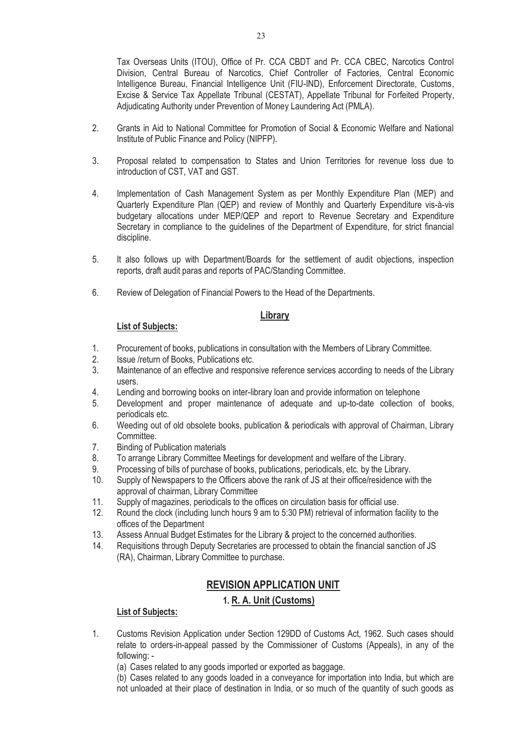Tax Overseas Units (ITOU), Office of Pr. CCA CBDT and Pr. CCA CBEC, Narcotics Control Division, Central Bureau of Narcotics, Chief Controller of Factories, Central Economic Intelligence Bureau, Financial Intelligence Unit (FIU-IND), Enforcement Directorate, Customs, Excise & Service Tax Appellate Tribunal (CESTAT), Appellate Tribunal for Forfeited Property, Adjudicating Authority under Prevention of Money Laundering Act (PMLA).

2. Grants in Aid to National Committee for Promotion of Social & Economic Welfare and National Institute of Public Finance and Policy (NIPFP).

3. Proposal related to compensation to States and Union Territories for revenue loss due to introduction of CST, VAT and GST.

4. Implementation of Cash Management System as per Monthly Expenditure Plan (MEP) and Quarterly Expenditure Plan (QEP) and review of Monthly and Quarterly Expenditure vis-à-vis budgetary allocations under MEP/QEP and report to Revenue Secretary and Expenditure Secretary in compliance to the guidelines of the Department of Expenditure, for strict financial discipline.

5. It also follows up with Department/Boards for the settlement of audit objections, inspection reports, draft audit paras and reports of PAC/Standing Committee.

6. Review of Delegation of Financial Powers to the Head of the Departments.

## Library

**List of Subjects:**

1. Procurement of books, publications in consultation with the Members of Library Committee.
2. Issue /return of Books, Publications etc.
3. Maintenance of an effective and responsive reference services according to needs of the Library users.
4. Lending and borrowing books on inter-library loan and provide information on telephone
5. Development and proper maintenance of adequate and up-to-date collection of books, periodicals etc.
6. Weeding out of old obsolete books, publication & periodicals with approval of Chairman, Library Committee.
7. Binding of Publication materials
8. To arrange Library Committee Meetings for development and welfare of the Library.
9. Processing of bills of purchase of books, publications, periodicals, etc. by the Library.
10. Supply of Newspapers to the Officers above the rank of JS at their office/residence with the approval of chairman, Library Committee
11. Supply of magazines, periodicals to the offices on circulation basis for official use.
12. Round the clock (including lunch hours 9 am to 5:30 PM) retrieval of information facility to the offices of the Department
13. Assess Annual Budget Estimates for the Library & project to the concerned authorities.
14. Requisitions through Deputy Secretaries are processed to obtain the financial sanction of JS (RA), Chairman, Library Committee to purchase.

## REVISION APPLICATION UNIT

### 1. R. A. Unit (Customs)

**List of Subjects:**

1. Customs Revision Application under Section 129DD of Customs Act, 1962. Such cases should relate to orders-in-appeal passed by the Commissioner of Customs (Appeals), in any of the following: -

   (a) Cases related to any goods imported or exported as baggage.

   (b) Cases related to any goods loaded in a conveyance for importation into India, but which are not unloaded at their place of destination in India, or so much of the quantity of such goods as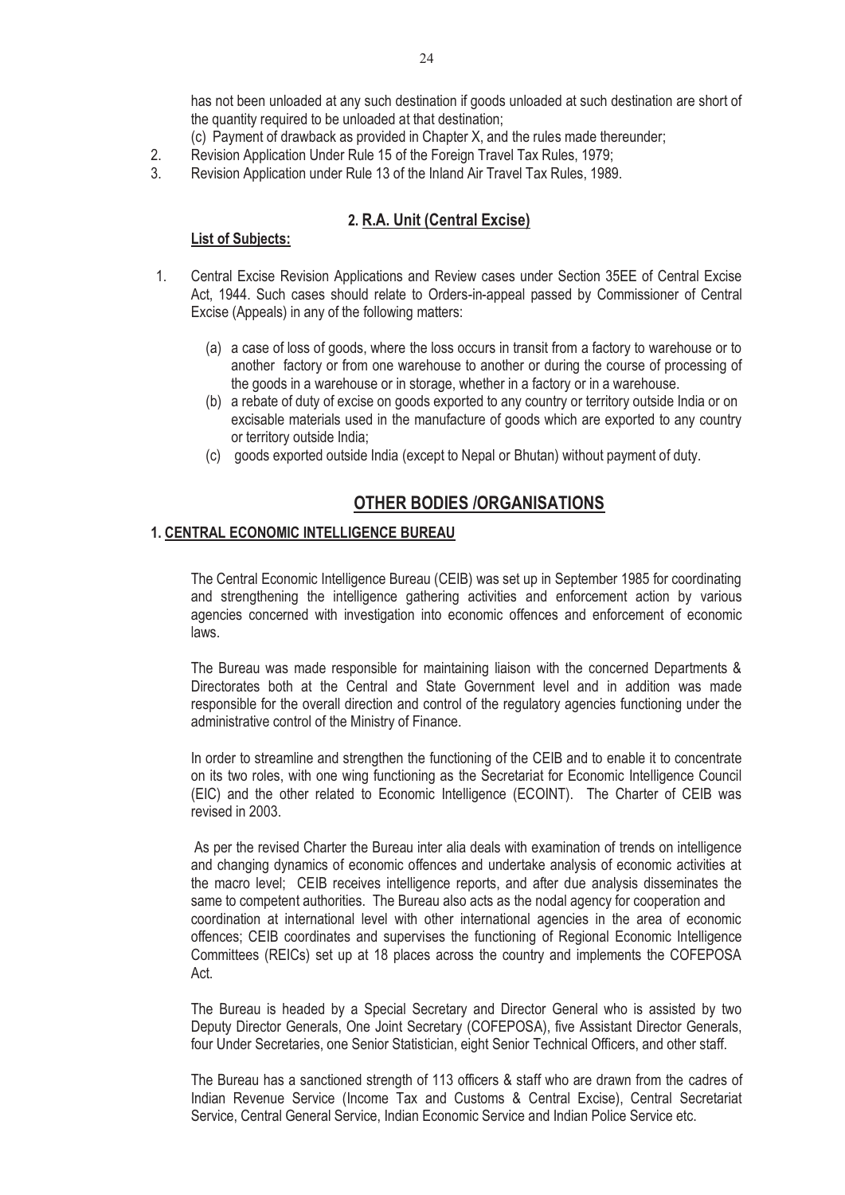has not been unloaded at any such destination if goods unloaded at such destination are short of the quantity required to be unloaded at that destination;

(c) Payment of drawback as provided in Chapter X, and the rules made thereunder;

2. Revision Application Under Rule 15 of the Foreign Travel Tax Rules, 1979;
3. Revision Application under Rule 13 of the Inland Air Travel Tax Rules, 1989.

## 2. R.A. Unit (Central Excise)

**List of Subjects:**

1. Central Excise Revision Applications and Review cases under Section 35EE of Central Excise Act, 1944. Such cases should relate to Orders-in-appeal passed by Commissioner of Central Excise (Appeals) in any of the following matters:

   (a) a case of loss of goods, where the loss occurs in transit from a factory to warehouse or to another factory or from one warehouse to another or during the course of processing of the goods in a warehouse or in storage, whether in a factory or in a warehouse.

   (b) a rebate of duty of excise on goods exported to any country or territory outside India or on excisable materials used in the manufacture of goods which are exported to any country or territory outside India;

   (c) goods exported outside India (except to Nepal or Bhutan) without payment of duty.

# OTHER BODIES /ORGANISATIONS

## 1. CENTRAL ECONOMIC INTELLIGENCE BUREAU

The Central Economic Intelligence Bureau (CEIB) was set up in September 1985 for coordinating and strengthening the intelligence gathering activities and enforcement action by various agencies concerned with investigation into economic offences and enforcement of economic laws.

The Bureau was made responsible for maintaining liaison with the concerned Departments & Directorates both at the Central and State Government level and in addition was made responsible for the overall direction and control of the regulatory agencies functioning under the administrative control of the Ministry of Finance.

In order to streamline and strengthen the functioning of the CEIB and to enable it to concentrate on its two roles, with one wing functioning as the Secretariat for Economic Intelligence Council (EIC) and the other related to Economic Intelligence (ECOINT). The Charter of CEIB was revised in 2003.

As per the revised Charter the Bureau inter alia deals with examination of trends on intelligence and changing dynamics of economic offences and undertake analysis of economic activities at the macro level; CEIB receives intelligence reports, and after due analysis disseminates the same to competent authorities. The Bureau also acts as the nodal agency for cooperation and coordination at international level with other international agencies in the area of economic offences; CEIB coordinates and supervises the functioning of Regional Economic Intelligence Committees (REICs) set up at 18 places across the country and implements the COFEPOSA Act.

The Bureau is headed by a Special Secretary and Director General who is assisted by two Deputy Director Generals, One Joint Secretary (COFEPOSA), five Assistant Director Generals, four Under Secretaries, one Senior Statistician, eight Senior Technical Officers, and other staff.

The Bureau has a sanctioned strength of 113 officers & staff who are drawn from the cadres of Indian Revenue Service (Income Tax and Customs & Central Excise), Central Secretariat Service, Central General Service, Indian Economic Service and Indian Police Service etc.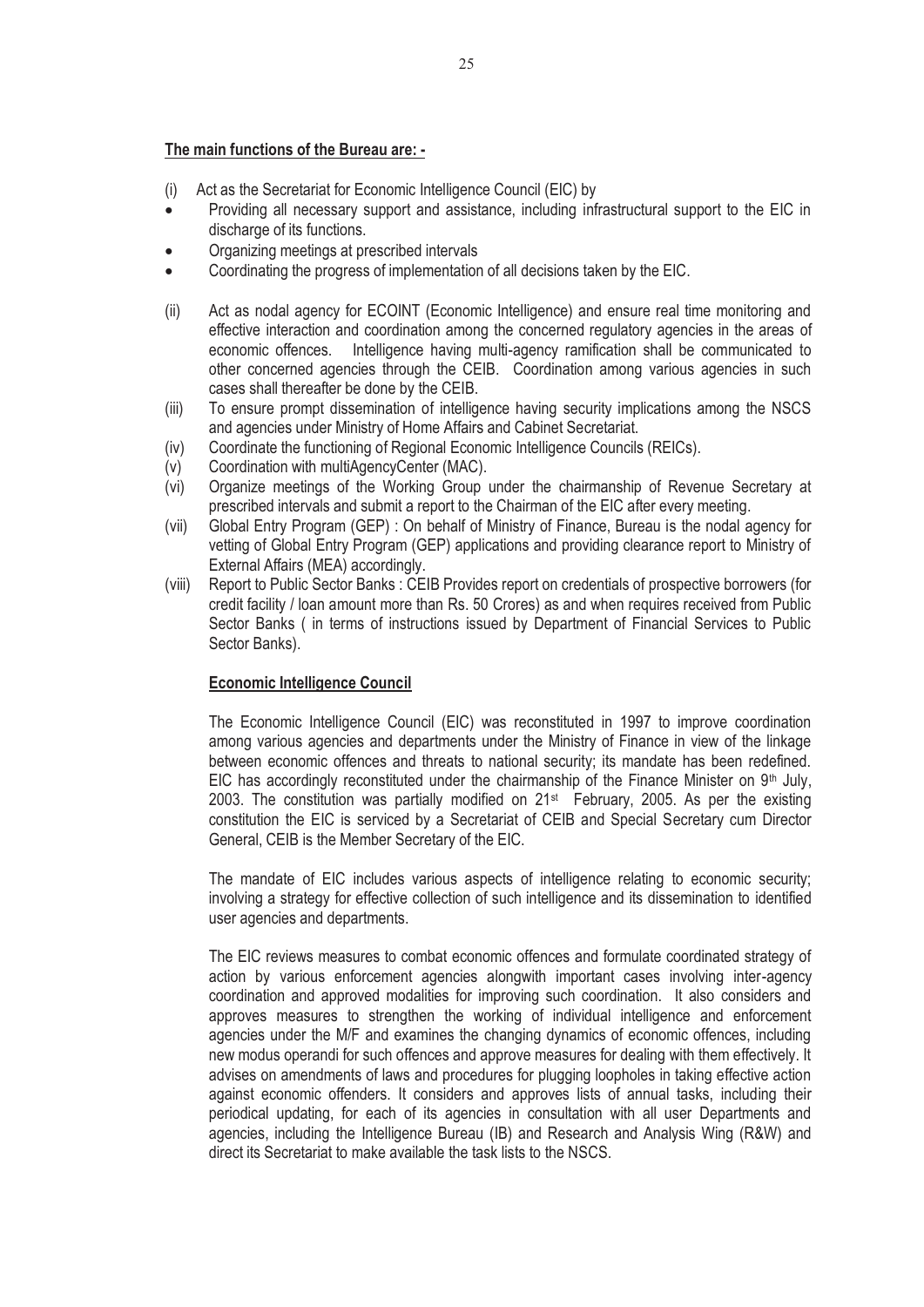**The main functions of the Bureau are: -**

(i) Act as the Secretariat for Economic Intelligence Council (EIC) by

- Providing all necessary support and assistance, including infrastructural support to the EIC in discharge of its functions.
- Organizing meetings at prescribed intervals
- Coordinating the progress of implementation of all decisions taken by the EIC.

(ii) Act as nodal agency for ECOINT (Economic Intelligence) and ensure real time monitoring and effective interaction and coordination among the concerned regulatory agencies in the areas of economic offences. Intelligence having multi-agency ramification shall be communicated to other concerned agencies through the CEIB. Coordination among various agencies in such cases shall thereafter be done by the CEIB.

(iii) To ensure prompt dissemination of intelligence having security implications among the NSCS and agencies under Ministry of Home Affairs and Cabinet Secretariat.

(iv) Coordinate the functioning of Regional Economic Intelligence Councils (REICs).

(v) Coordination with multiAgencyCenter (MAC).

(vi) Organize meetings of the Working Group under the chairmanship of Revenue Secretary at prescribed intervals and submit a report to the Chairman of the EIC after every meeting.

(vii) Global Entry Program (GEP) : On behalf of Ministry of Finance, Bureau is the nodal agency for vetting of Global Entry Program (GEP) applications and providing clearance report to Ministry of External Affairs (MEA) accordingly.

(viii) Report to Public Sector Banks : CEIB Provides report on credentials of prospective borrowers (for credit facility / loan amount more than Rs. 50 Crores) as and when requires received from Public Sector Banks ( in terms of instructions issued by Department of Financial Services to Public Sector Banks).

**Economic Intelligence Council**

The Economic Intelligence Council (EIC) was reconstituted in 1997 to improve coordination among various agencies and departments under the Ministry of Finance in view of the linkage between economic offences and threats to national security; its mandate has been redefined. EIC has accordingly reconstituted under the chairmanship of the Finance Minister on 9th July, 2003. The constitution was partially modified on 21st February, 2005. As per the existing constitution the EIC is serviced by a Secretariat of CEIB and Special Secretary cum Director General, CEIB is the Member Secretary of the EIC.

The mandate of EIC includes various aspects of intelligence relating to economic security; involving a strategy for effective collection of such intelligence and its dissemination to identified user agencies and departments.

The EIC reviews measures to combat economic offences and formulate coordinated strategy of action by various enforcement agencies alongwith important cases involving inter-agency coordination and approved modalities for improving such coordination. It also considers and approves measures to strengthen the working of individual intelligence and enforcement agencies under the M/F and examines the changing dynamics of economic offences, including new modus operandi for such offences and approve measures for dealing with them effectively. It advises on amendments of laws and procedures for plugging loopholes in taking effective action against economic offenders. It considers and approves lists of annual tasks, including their periodical updating, for each of its agencies in consultation with all user Departments and agencies, including the Intelligence Bureau (IB) and Research and Analysis Wing (R&W) and direct its Secretariat to make available the task lists to the NSCS.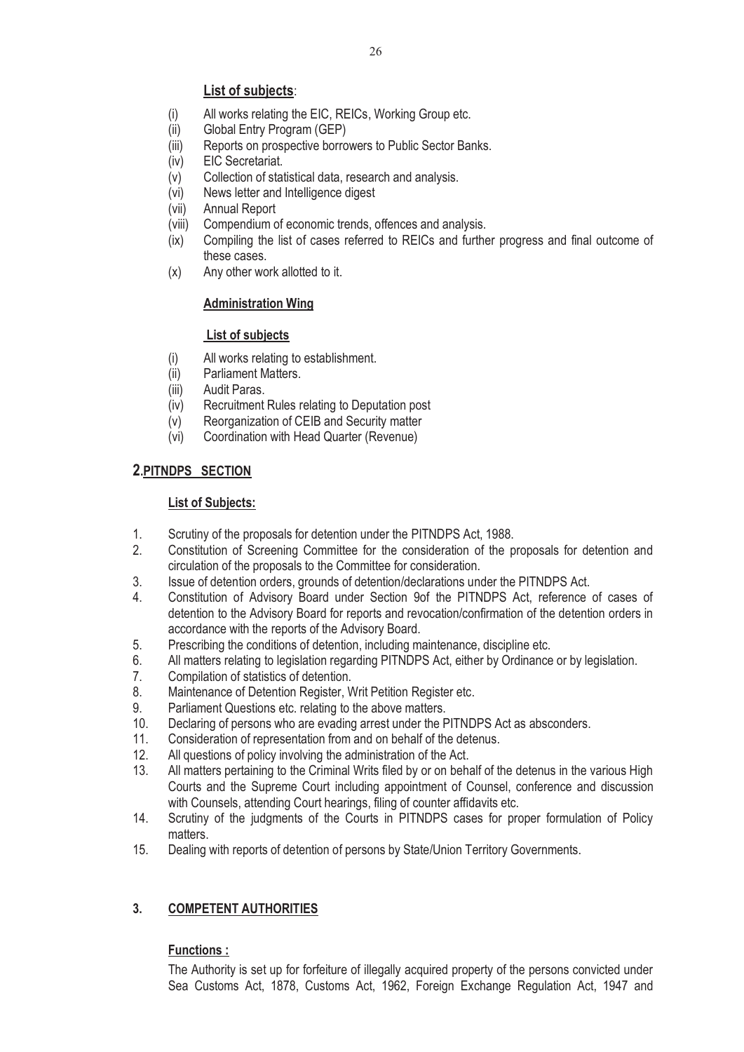**List of subjects**:

(i) All works relating the EIC, REICs, Working Group etc.
(ii) Global Entry Program (GEP)
(iii) Reports on prospective borrowers to Public Sector Banks.
(iv) EIC Secretariat.
(v) Collection of statistical data, research and analysis.
(vi) News letter and Intelligence digest
(vii) Annual Report
(viii) Compendium of economic trends, offences and analysis.
(ix) Compiling the list of cases referred to REICs and further progress and final outcome of these cases.
(x) Any other work allotted to it.

**Administration Wing**

**List of subjects**

(i) All works relating to establishment.
(ii) Parliament Matters.
(iii) Audit Paras.
(iv) Recruitment Rules relating to Deputation post
(v) Reorganization of CEIB and Security matter
(vi) Coordination with Head Quarter (Revenue)

## 2. PITNDPS SECTION

**List of Subjects:**

1. Scrutiny of the proposals for detention under the PITNDPS Act, 1988.
2. Constitution of Screening Committee for the consideration of the proposals for detention and circulation of the proposals to the Committee for consideration.
3. Issue of detention orders, grounds of detention/declarations under the PITNDPS Act.
4. Constitution of Advisory Board under Section 9of the PITNDPS Act, reference of cases of detention to the Advisory Board for reports and revocation/confirmation of the detention orders in accordance with the reports of the Advisory Board.
5. Prescribing the conditions of detention, including maintenance, discipline etc.
6. All matters relating to legislation regarding PITNDPS Act, either by Ordinance or by legislation.
7. Compilation of statistics of detention.
8. Maintenance of Detention Register, Writ Petition Register etc.
9. Parliament Questions etc. relating to the above matters.
10. Declaring of persons who are evading arrest under the PITNDPS Act as absconders.
11. Consideration of representation from and on behalf of the detenus.
12. All questions of policy involving the administration of the Act.
13. All matters pertaining to the Criminal Writs filed by or on behalf of the detenus in the various High Courts and the Supreme Court including appointment of Counsel, conference and discussion with Counsels, attending Court hearings, filing of counter affidavits etc.
14. Scrutiny of the judgments of the Courts in PITNDPS cases for proper formulation of Policy matters.
15. Dealing with reports of detention of persons by State/Union Territory Governments.

## 3. COMPETENT AUTHORITIES

**Functions :**

The Authority is set up for forfeiture of illegally acquired property of the persons convicted under Sea Customs Act, 1878, Customs Act, 1962, Foreign Exchange Regulation Act, 1947 and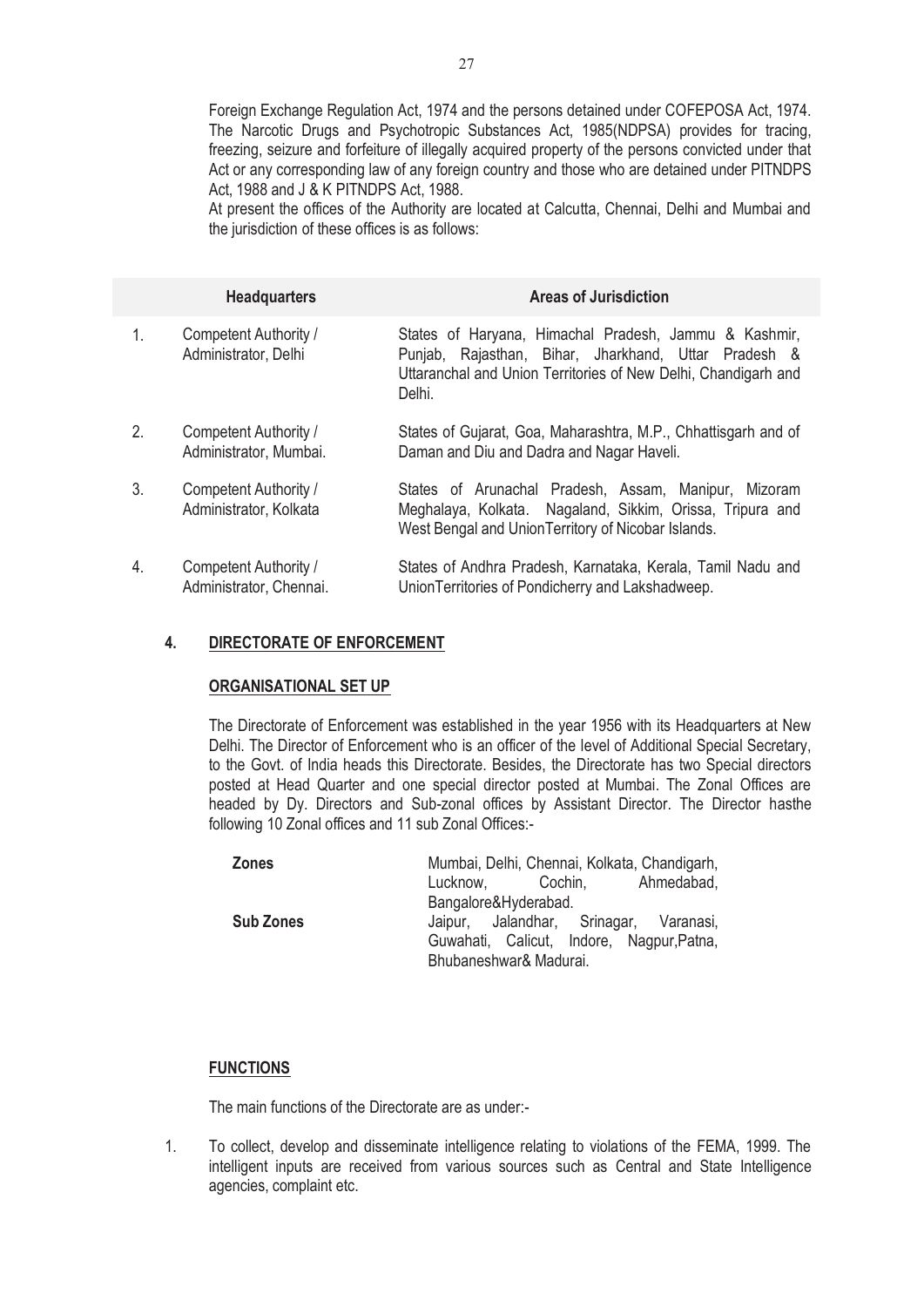Foreign Exchange Regulation Act, 1974 and the persons detained under COFEPOSA Act, 1974. The Narcotic Drugs and Psychotropic Substances Act, 1985(NDPSA) provides for tracing, freezing, seizure and forfeiture of illegally acquired property of the persons convicted under that Act or any corresponding law of any foreign country and those who are detained under PITNDPS Act, 1988 and J & K PITNDPS Act, 1988.

At present the offices of the Authority are located at Calcutta, Chennai, Delhi and Mumbai and the jurisdiction of these offices is as follows:

| | Headquarters | Areas of Jurisdiction |
|---|---|---|
| 1. | Competent Authority / Administrator, Delhi | States of Haryana, Himachal Pradesh, Jammu & Kashmir, Punjab, Rajasthan, Bihar, Jharkhand, Uttar Pradesh & Uttaranchal and Union Territories of New Delhi, Chandigarh and Delhi. |
| 2. | Competent Authority / Administrator, Mumbai. | States of Gujarat, Goa, Maharashtra, M.P., Chhattisgarh and of Daman and Diu and Dadra and Nagar Haveli. |
| 3. | Competent Authority / Administrator, Kolkata | States of Arunachal Pradesh, Assam, Manipur, Mizoram Meghalaya, Kolkata. Nagaland, Sikkim, Orissa, Tripura and West Bengal and UnionTerritory of Nicobar Islands. |
| 4. | Competent Authority / Administrator, Chennai. | States of Andhra Pradesh, Karnataka, Kerala, Tamil Nadu and UnionTerritories of Pondicherry and Lakshadweep. |

## 4. DIRECTORATE OF ENFORCEMENT

### ORGANISATIONAL SET UP

The Directorate of Enforcement was established in the year 1956 with its Headquarters at New Delhi. The Director of Enforcement who is an officer of the level of Additional Special Secretary, to the Govt. of India heads this Directorate. Besides, the Directorate has two Special directors posted at Head Quarter and one special director posted at Mumbai. The Zonal Offices are headed by Dy. Directors and Sub-zonal offices by Assistant Director. The Director hasthe following 10 Zonal offices and 11 sub Zonal Offices:-

| | |
|---|---|
| **Zones** | Mumbai, Delhi, Chennai, Kolkata, Chandigarh, Lucknow, Cochin, Ahmedabad, Bangalore&Hyderabad. |
| **Sub Zones** | Jaipur, Jalandhar, Srinagar, Varanasi, Guwahati, Calicut, Indore, Nagpur,Patna, Bhubaneshwar& Madurai. |

### FUNCTIONS

The main functions of the Directorate are as under:-

1. To collect, develop and disseminate intelligence relating to violations of the FEMA, 1999. The intelligent inputs are received from various sources such as Central and State Intelligence agencies, complaint etc.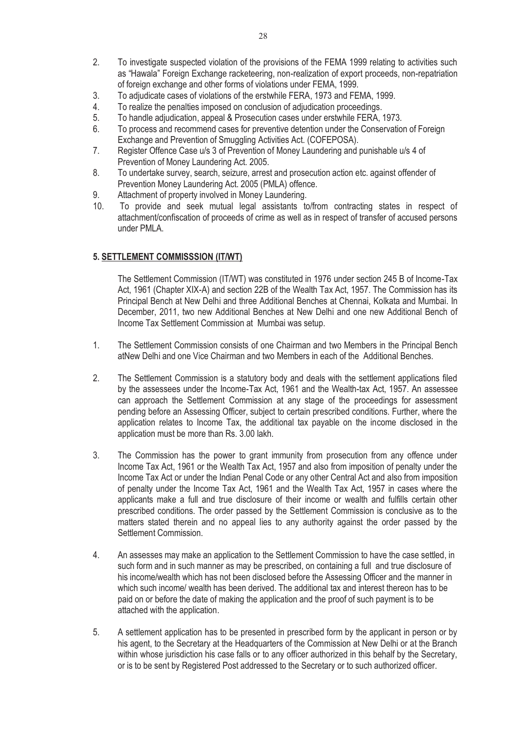2. To investigate suspected violation of the provisions of the FEMA 1999 relating to activities such as "Hawala" Foreign Exchange racketeering, non-realization of export proceeds, non-repatriation of foreign exchange and other forms of violations under FEMA, 1999.
3. To adjudicate cases of violations of the erstwhile FERA, 1973 and FEMA, 1999.
4. To realize the penalties imposed on conclusion of adjudication proceedings.
5. To handle adjudication, appeal & Prosecution cases under erstwhile FERA, 1973.
6. To process and recommend cases for preventive detention under the Conservation of Foreign Exchange and Prevention of Smuggling Activities Act. (COFEPOSA).
7. Register Offence Case u/s 3 of Prevention of Money Laundering and punishable u/s 4 of Prevention of Money Laundering Act. 2005.
8. To undertake survey, search, seizure, arrest and prosecution action etc. against offender of Prevention Money Laundering Act. 2005 (PMLA) offence.
9. Attachment of property involved in Money Laundering.
10. To provide and seek mutual legal assistants to/from contracting states in respect of attachment/confiscation of proceeds of crime as well as in respect of transfer of accused persons under PMLA.

### 5. SETTLEMENT COMMISSSION (IT/WT)

The Settlement Commission (IT/WT) was constituted in 1976 under section 245 B of Income-Tax Act, 1961 (Chapter XIX-A) and section 22B of the Wealth Tax Act, 1957. The Commission has its Principal Bench at New Delhi and three Additional Benches at Chennai, Kolkata and Mumbai. In December, 2011, two new Additional Benches at New Delhi and one new Additional Bench of Income Tax Settlement Commission at Mumbai was setup.

1. The Settlement Commission consists of one Chairman and two Members in the Principal Bench atNew Delhi and one Vice Chairman and two Members in each of the Additional Benches.

2. The Settlement Commission is a statutory body and deals with the settlement applications filed by the assessees under the Income-Tax Act, 1961 and the Wealth-tax Act, 1957. An assessee can approach the Settlement Commission at any stage of the proceedings for assessment pending before an Assessing Officer, subject to certain prescribed conditions. Further, where the application relates to Income Tax, the additional tax payable on the income disclosed in the application must be more than Rs. 3.00 lakh.

3. The Commission has the power to grant immunity from prosecution from any offence under Income Tax Act, 1961 or the Wealth Tax Act, 1957 and also from imposition of penalty under the Income Tax Act or under the Indian Penal Code or any other Central Act and also from imposition of penalty under the Income Tax Act, 1961 and the Wealth Tax Act, 1957 in cases where the applicants make a full and true disclosure of their income or wealth and fulfills certain other prescribed conditions. The order passed by the Settlement Commission is conclusive as to the matters stated therein and no appeal lies to any authority against the order passed by the Settlement Commission.

4. An assesses may make an application to the Settlement Commission to have the case settled, in such form and in such manner as may be prescribed, on containing a full and true disclosure of his income/wealth which has not been disclosed before the Assessing Officer and the manner in which such income/ wealth has been derived. The additional tax and interest thereon has to be paid on or before the date of making the application and the proof of such payment is to be attached with the application.

5. A settlement application has to be presented in prescribed form by the applicant in person or by his agent, to the Secretary at the Headquarters of the Commission at New Delhi or at the Branch within whose jurisdiction his case falls or to any officer authorized in this behalf by the Secretary, or is to be sent by Registered Post addressed to the Secretary or to such authorized officer.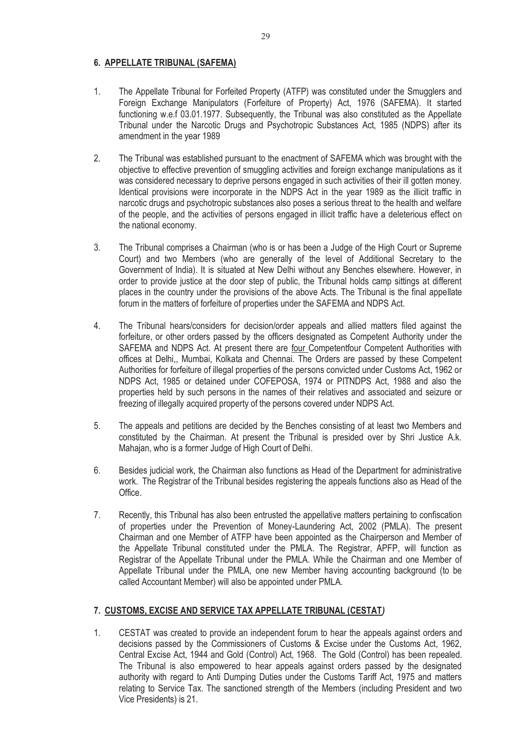## 6. APPELLATE TRIBUNAL (SAFEMA)

1. The Appellate Tribunal for Forfeited Property (ATFP) was constituted under the Smugglers and Foreign Exchange Manipulators (Forfeiture of Property) Act, 1976 (SAFEMA). It started functioning w.e.f 03.01.1977. Subsequently, the Tribunal was also constituted as the Appellate Tribunal under the Narcotic Drugs and Psychotropic Substances Act, 1985 (NDPS) after its amendment in the year 1989

2. The Tribunal was established pursuant to the enactment of SAFEMA which was brought with the objective to effective prevention of smuggling activities and foreign exchange manipulations as it was considered necessary to deprive persons engaged in such activities of their ill gotten money. Identical provisions were incorporate in the NDPS Act in the year 1989 as the illicit traffic in narcotic drugs and psychotropic substances also poses a serious threat to the health and welfare of the people, and the activities of persons engaged in illicit traffic have a deleterious effect on the national economy.

3. The Tribunal comprises a Chairman (who is or has been a Judge of the High Court or Supreme Court) and two Members (who are generally of the level of Additional Secretary to the Government of India). It is situated at New Delhi without any Benches elsewhere. However, in order to provide justice at the door step of public, the Tribunal holds camp sittings at different places in the country under the provisions of the above Acts. The Tribunal is the final appellate forum in the matters of forfeiture of properties under the SAFEMA and NDPS Act.

4. The Tribunal hears/considers for decision/order appeals and allied matters filed against the forfeiture, or other orders passed by the officers designated as Competent Authority under the SAFEMA and NDPS Act. At present there are four Competentfour Competent Authorities with offices at Delhi,, Mumbai, Kolkata and Chennai. The Orders are passed by these Competent Authorities for forfeiture of illegal properties of the persons convicted under Customs Act, 1962 or NDPS Act, 1985 or detained under COFEPOSA, 1974 or PITNDPS Act, 1988 and also the properties held by such persons in the names of their relatives and associated and seizure or freezing of illegally acquired property of the persons covered under NDPS Act.

5. The appeals and petitions are decided by the Benches consisting of at least two Members and constituted by the Chairman. At present the Tribunal is presided over by Shri Justice A.k. Mahajan, who is a former Judge of High Court of Delhi.

6. Besides judicial work, the Chairman also functions as Head of the Department for administrative work. The Registrar of the Tribunal besides registering the appeals functions also as Head of the Office.

7. Recently, this Tribunal has also been entrusted the appellative matters pertaining to confiscation of properties under the Prevention of Money-Laundering Act, 2002 (PMLA). The present Chairman and one Member of ATFP have been appointed as the Chairperson and Member of the Appellate Tribunal constituted under the PMLA. The Registrar, APFP, will function as Registrar of the Appellate Tribunal under the PMLA. While the Chairman and one Member of Appellate Tribunal under the PMLA, one new Member having accounting background (to be called Accountant Member) will also be appointed under PMLA.

## 7. CUSTOMS, EXCISE AND SERVICE TAX APPELLATE TRIBUNAL (CESTAT)

1. CESTAT was created to provide an independent forum to hear the appeals against orders and decisions passed by the Commissioners of Customs & Excise under the Customs Act, 1962, Central Excise Act, 1944 and Gold (Control) Act, 1968. The Gold (Control) has been repealed. The Tribunal is also empowered to hear appeals against orders passed by the designated authority with regard to Anti Dumping Duties under the Customs Tariff Act, 1975 and matters relating to Service Tax. The sanctioned strength of the Members (including President and two Vice Presidents) is 21.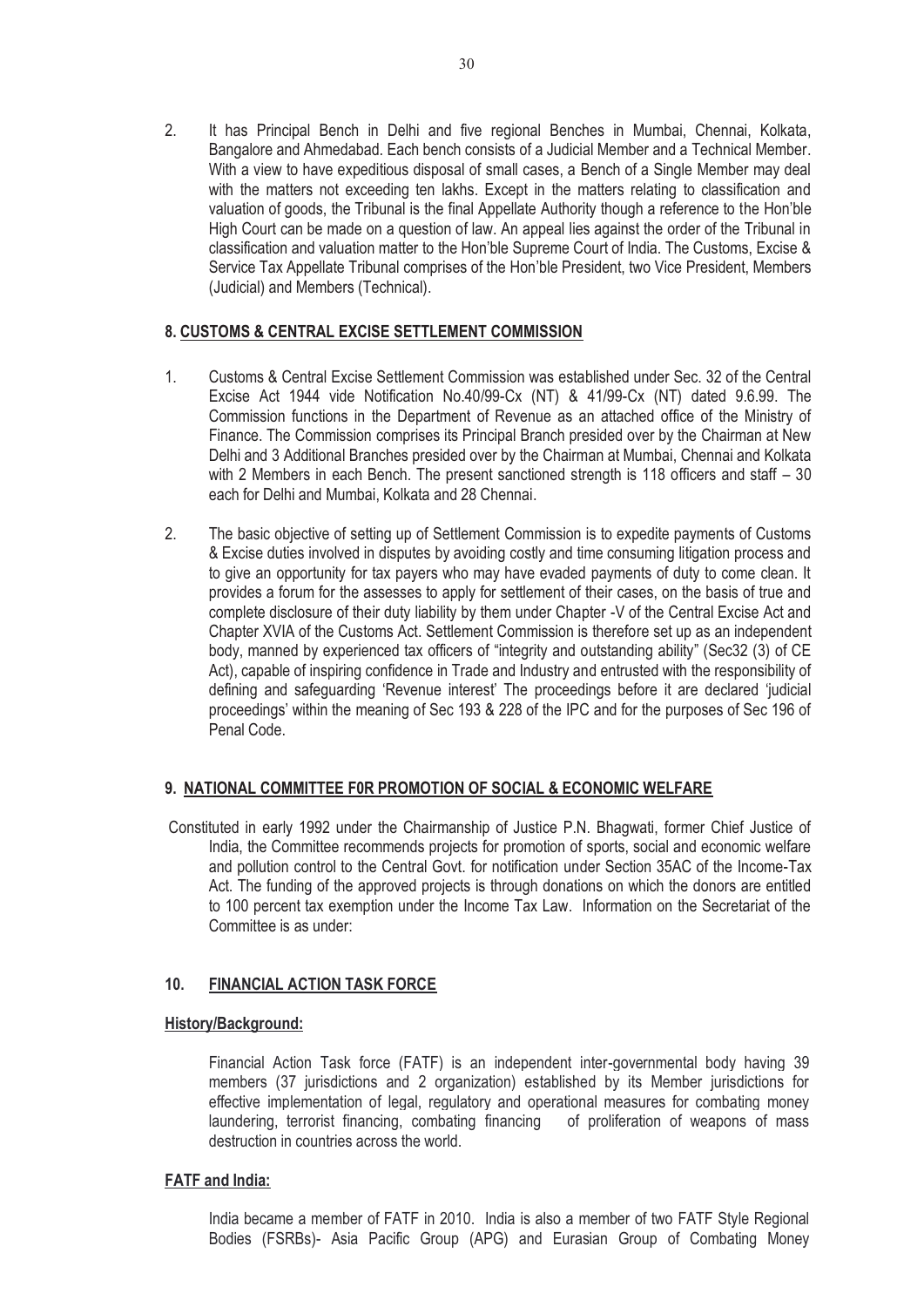2. It has Principal Bench in Delhi and five regional Benches in Mumbai, Chennai, Kolkata, Bangalore and Ahmedabad. Each bench consists of a Judicial Member and a Technical Member. With a view to have expeditious disposal of small cases, a Bench of a Single Member may deal with the matters not exceeding ten lakhs. Except in the matters relating to classification and valuation of goods, the Tribunal is the final Appellate Authority though a reference to the Hon'ble High Court can be made on a question of law. An appeal lies against the order of the Tribunal in classification and valuation matter to the Hon'ble Supreme Court of India. The Customs, Excise & Service Tax Appellate Tribunal comprises of the Hon'ble President, two Vice President, Members (Judicial) and Members (Technical).

## 8. CUSTOMS & CENTRAL EXCISE SETTLEMENT COMMISSION

1. Customs & Central Excise Settlement Commission was established under Sec. 32 of the Central Excise Act 1944 vide Notification No.40/99-Cx (NT) & 41/99-Cx (NT) dated 9.6.99. The Commission functions in the Department of Revenue as an attached office of the Ministry of Finance. The Commission comprises its Principal Branch presided over by the Chairman at New Delhi and 3 Additional Branches presided over by the Chairman at Mumbai, Chennai and Kolkata with 2 Members in each Bench. The present sanctioned strength is 118 officers and staff – 30 each for Delhi and Mumbai, Kolkata and 28 Chennai.

2. The basic objective of setting up of Settlement Commission is to expedite payments of Customs & Excise duties involved in disputes by avoiding costly and time consuming litigation process and to give an opportunity for tax payers who may have evaded payments of duty to come clean. It provides a forum for the assesses to apply for settlement of their cases, on the basis of true and complete disclosure of their duty liability by them under Chapter -V of the Central Excise Act and Chapter XVIA of the Customs Act. Settlement Commission is therefore set up as an independent body, manned by experienced tax officers of "integrity and outstanding ability" (Sec32 (3) of CE Act), capable of inspiring confidence in Trade and Industry and entrusted with the responsibility of defining and safeguarding 'Revenue interest' The proceedings before it are declared 'judicial proceedings' within the meaning of Sec 193 & 228 of the IPC and for the purposes of Sec 196 of Penal Code.

## 9. NATIONAL COMMITTEE F0R PROMOTION OF SOCIAL & ECONOMIC WELFARE

Constituted in early 1992 under the Chairmanship of Justice P.N. Bhagwati, former Chief Justice of India, the Committee recommends projects for promotion of sports, social and economic welfare and pollution control to the Central Govt. for notification under Section 35AC of the Income-Tax Act. The funding of the approved projects is through donations on which the donors are entitled to 100 percent tax exemption under the Income Tax Law. Information on the Secretariat of the Committee is as under:

## 10. FINANCIAL ACTION TASK FORCE

**History/Background:**

Financial Action Task force (FATF) is an independent inter-governmental body having 39 members (37 jurisdictions and 2 organization) established by its Member jurisdictions for effective implementation of legal, regulatory and operational measures for combating money laundering, terrorist financing, combating financing of proliferation of weapons of mass destruction in countries across the world.

**FATF and India:**

India became a member of FATF in 2010. India is also a member of two FATF Style Regional Bodies (FSRBs)- Asia Pacific Group (APG) and Eurasian Group of Combating Money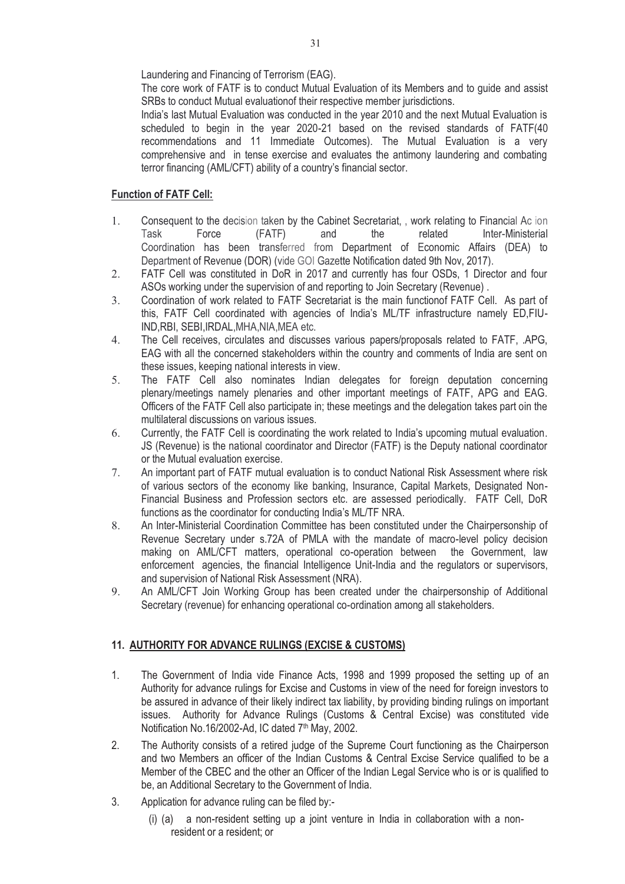Laundering and Financing of Terrorism (EAG).

The core work of FATF is to conduct Mutual Evaluation of its Members and to guide and assist SRBs to conduct Mutual evaluationof their respective member jurisdictions.

India's last Mutual Evaluation was conducted in the year 2010 and the next Mutual Evaluation is scheduled to begin in the year 2020-21 based on the revised standards of FATF(40 recommendations and 11 Immediate Outcomes). The Mutual Evaluation is a very comprehensive and in tense exercise and evaluates the antimony laundering and combating terror financing (AML/CFT) ability of a country's financial sector.

**Function of FATF Cell:**

1. Consequent to the decision taken by the Cabinet Secretariat, , work relating to Financial Ac ion Task Force (FATF) and the related Inter-Ministerial Coordination has been transferred from Department of Economic Affairs (DEA) to Department of Revenue (DOR) (vide GOI Gazette Notification dated 9th Nov, 2017).
2. FATF Cell was constituted in DoR in 2017 and currently has four OSDs, 1 Director and four ASOs working under the supervision of and reporting to Join Secretary (Revenue) .
3. Coordination of work related to FATF Secretariat is the main functionof FATF Cell. As part of this, FATF Cell coordinated with agencies of India's ML/TF infrastructure namely ED,FIU-IND,RBI, SEBI,IRDAL,MHA,NIA,MEA etc.
4. The Cell receives, circulates and discusses various papers/proposals related to FATF, .APG, EAG with all the concerned stakeholders within the country and comments of India are sent on these issues, keeping national interests in view.
5. The FATF Cell also nominates Indian delegates for foreign deputation concerning plenary/meetings namely plenaries and other important meetings of FATF, APG and EAG. Officers of the FATF Cell also participate in; these meetings and the delegation takes part oin the multilateral discussions on various issues.
6. Currently, the FATF Cell is coordinating the work related to India's upcoming mutual evaluation. JS (Revenue) is the national coordinator and Director (FATF) is the Deputy national coordinator or the Mutual evaluation exercise.
7. An important part of FATF mutual evaluation is to conduct National Risk Assessment where risk of various sectors of the economy like banking, Insurance, Capital Markets, Designated Non-Financial Business and Profession sectors etc. are assessed periodically. FATF Cell, DoR functions as the coordinator for conducting India's ML/TF NRA.
8. An Inter-Ministerial Coordination Committee has been constituted under the Chairpersonship of Revenue Secretary under s.72A of PMLA with the mandate of macro-level policy decision making on AML/CFT matters, operational co-operation between the Government, law enforcement agencies, the financial Intelligence Unit-India and the regulators or supervisors, and supervision of National Risk Assessment (NRA).
9. An AML/CFT Join Working Group has been created under the chairpersonship of Additional Secretary (revenue) for enhancing operational co-ordination among all stakeholders.

## 11. AUTHORITY FOR ADVANCE RULINGS (EXCISE & CUSTOMS)

1. The Government of India vide Finance Acts, 1998 and 1999 proposed the setting up of an Authority for advance rulings for Excise and Customs in view of the need for foreign investors to be assured in advance of their likely indirect tax liability, by providing binding rulings on important issues. Authority for Advance Rulings (Customs & Central Excise) was constituted vide Notification No.16/2002-Ad, IC dated 7th May, 2002.
2. The Authority consists of a retired judge of the Supreme Court functioning as the Chairperson and two Members an officer of the Indian Customs & Central Excise Service qualified to be a Member of the CBEC and the other an Officer of the Indian Legal Service who is or is qualified to be, an Additional Secretary to the Government of India.
3. Application for advance ruling can be filed by:-

   (i) (a) a non-resident setting up a joint venture in India in collaboration with a non-resident or a resident; or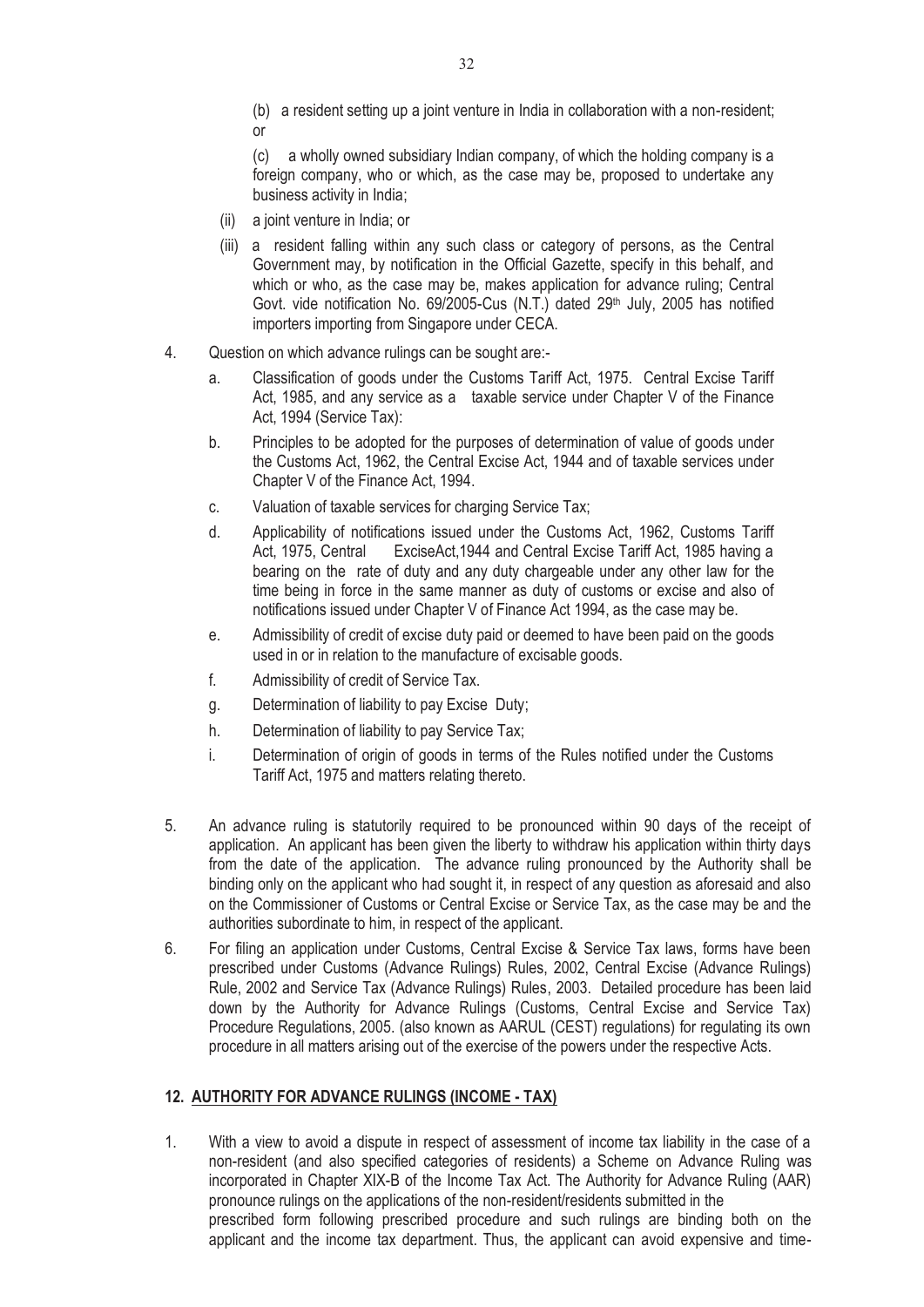(b) a resident setting up a joint venture in India in collaboration with a non-resident; or

(c) a wholly owned subsidiary Indian company, of which the holding company is a foreign company, who or which, as the case may be, proposed to undertake any business activity in India;

(ii) a joint venture in India; or

(iii) a resident falling within any such class or category of persons, as the Central Government may, by notification in the Official Gazette, specify in this behalf, and which or who, as the case may be, makes application for advance ruling; Central Govt. vide notification No. 69/2005-Cus (N.T.) dated 29th July, 2005 has notified importers importing from Singapore under CECA.

4. Question on which advance rulings can be sought are:-

   a. Classification of goods under the Customs Tariff Act, 1975. Central Excise Tariff Act, 1985, and any service as a taxable service under Chapter V of the Finance Act, 1994 (Service Tax):

   b. Principles to be adopted for the purposes of determination of value of goods under the Customs Act, 1962, the Central Excise Act, 1944 and of taxable services under Chapter V of the Finance Act, 1994.

   c. Valuation of taxable services for charging Service Tax;

   d. Applicability of notifications issued under the Customs Act, 1962, Customs Tariff Act, 1975, Central ExciseAct,1944 and Central Excise Tariff Act, 1985 having a bearing on the rate of duty and any duty chargeable under any other law for the time being in force in the same manner as duty of customs or excise and also of notifications issued under Chapter V of Finance Act 1994, as the case may be.

   e. Admissibility of credit of excise duty paid or deemed to have been paid on the goods used in or in relation to the manufacture of excisable goods.

   f. Admissibility of credit of Service Tax.

   g. Determination of liability to pay Excise Duty;

   h. Determination of liability to pay Service Tax;

   i. Determination of origin of goods in terms of the Rules notified under the Customs Tariff Act, 1975 and matters relating thereto.

5. An advance ruling is statutorily required to be pronounced within 90 days of the receipt of application. An applicant has been given the liberty to withdraw his application within thirty days from the date of the application. The advance ruling pronounced by the Authority shall be binding only on the applicant who had sought it, in respect of any question as aforesaid and also on the Commissioner of Customs or Central Excise or Service Tax, as the case may be and the authorities subordinate to him, in respect of the applicant.

6. For filing an application under Customs, Central Excise & Service Tax laws, forms have been prescribed under Customs (Advance Rulings) Rules, 2002, Central Excise (Advance Rulings) Rule, 2002 and Service Tax (Advance Rulings) Rules, 2003. Detailed procedure has been laid down by the Authority for Advance Rulings (Customs, Central Excise and Service Tax) Procedure Regulations, 2005. (also known as AARUL (CEST) regulations) for regulating its own procedure in all matters arising out of the exercise of the powers under the respective Acts.

## 12. AUTHORITY FOR ADVANCE RULINGS (INCOME - TAX)

1. With a view to avoid a dispute in respect of assessment of income tax liability in the case of a non-resident (and also specified categories of residents) a Scheme on Advance Ruling was incorporated in Chapter XIX-B of the Income Tax Act. The Authority for Advance Ruling (AAR) pronounce rulings on the applications of the non-resident/residents submitted in the prescribed form following prescribed procedure and such rulings are binding both on the applicant and the income tax department. Thus, the applicant can avoid expensive and time-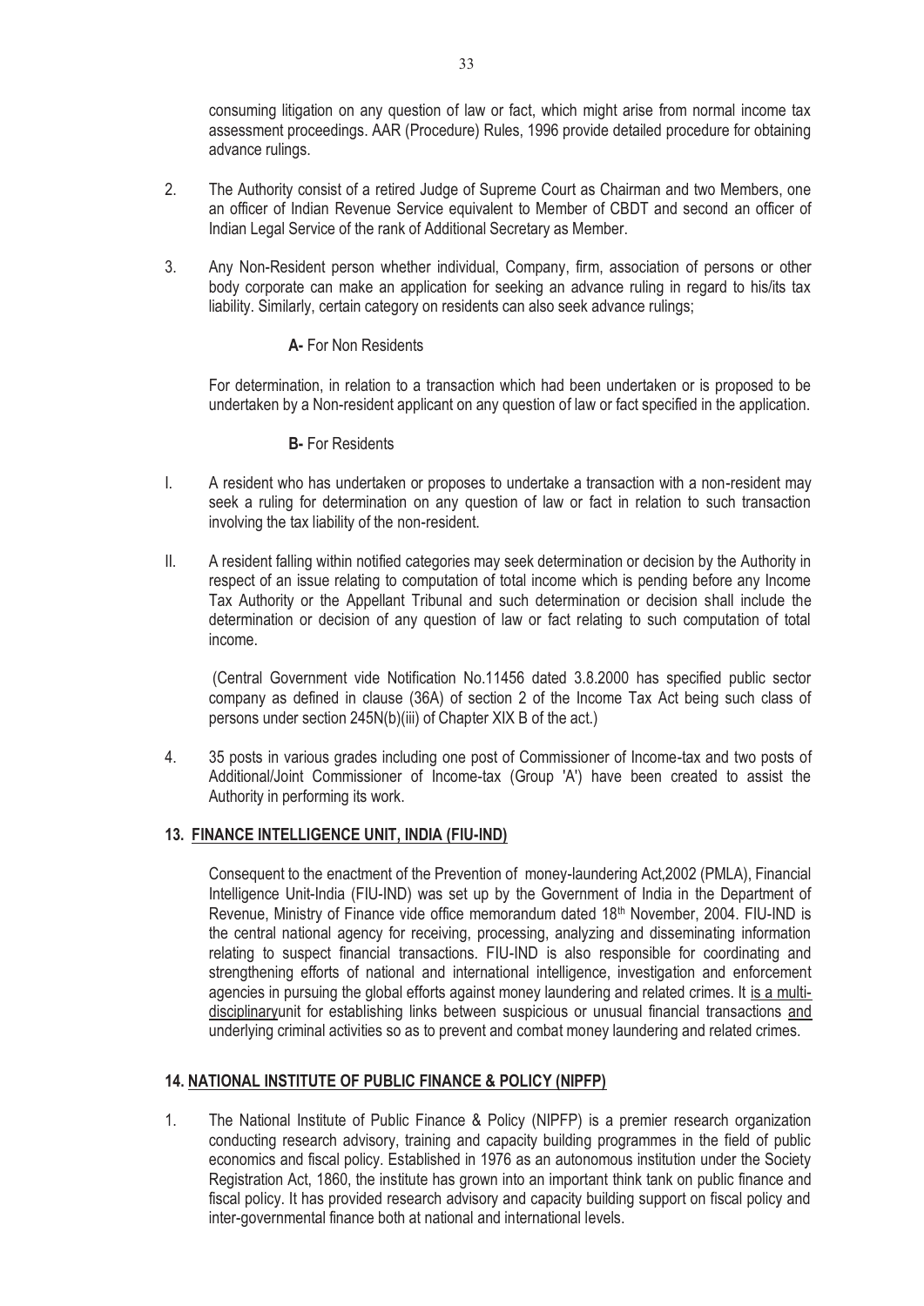consuming litigation on any question of law or fact, which might arise from normal income tax assessment proceedings. AAR (Procedure) Rules, 1996 provide detailed procedure for obtaining advance rulings.

2. The Authority consist of a retired Judge of Supreme Court as Chairman and two Members, one an officer of Indian Revenue Service equivalent to Member of CBDT and second an officer of Indian Legal Service of the rank of Additional Secretary as Member.

3. Any Non-Resident person whether individual, Company, firm, association of persons or other body corporate can make an application for seeking an advance ruling in regard to his/its tax liability. Similarly, certain category on residents can also seek advance rulings;

**A-** For Non Residents

For determination, in relation to a transaction which had been undertaken or is proposed to be undertaken by a Non-resident applicant on any question of law or fact specified in the application.

**B-** For Residents

I. A resident who has undertaken or proposes to undertake a transaction with a non-resident may seek a ruling for determination on any question of law or fact in relation to such transaction involving the tax liability of the non-resident.

II. A resident falling within notified categories may seek determination or decision by the Authority in respect of an issue relating to computation of total income which is pending before any Income Tax Authority or the Appellant Tribunal and such determination or decision shall include the determination or decision of any question of law or fact relating to such computation of total income.

(Central Government vide Notification No.11456 dated 3.8.2000 has specified public sector company as defined in clause (36A) of section 2 of the Income Tax Act being such class of persons under section 245N(b)(iii) of Chapter XIX B of the act.)

4. 35 posts in various grades including one post of Commissioner of Income-tax and two posts of Additional/Joint Commissioner of Income-tax (Group 'A') have been created to assist the Authority in performing its work.

## 13. FINANCE INTELLIGENCE UNIT, INDIA (FIU-IND)

Consequent to the enactment of the Prevention of money-laundering Act,2002 (PMLA), Financial Intelligence Unit-India (FIU-IND) was set up by the Government of India in the Department of Revenue, Ministry of Finance vide office memorandum dated 18th November, 2004. FIU-IND is the central national agency for receiving, processing, analyzing and disseminating information relating to suspect financial transactions. FIU-IND is also responsible for coordinating and strengthening efforts of national and international intelligence, investigation and enforcement agencies in pursuing the global efforts against money laundering and related crimes. It is a multi-disciplinaryunit for establishing links between suspicious or unusual financial transactions and underlying criminal activities so as to prevent and combat money laundering and related crimes.

## 14. NATIONAL INSTITUTE OF PUBLIC FINANCE & POLICY (NIPFP)

1. The National Institute of Public Finance & Policy (NIPFP) is a premier research organization conducting research advisory, training and capacity building programmes in the field of public economics and fiscal policy. Established in 1976 as an autonomous institution under the Society Registration Act, 1860, the institute has grown into an important think tank on public finance and fiscal policy. It has provided research advisory and capacity building support on fiscal policy and inter-governmental finance both at national and international levels.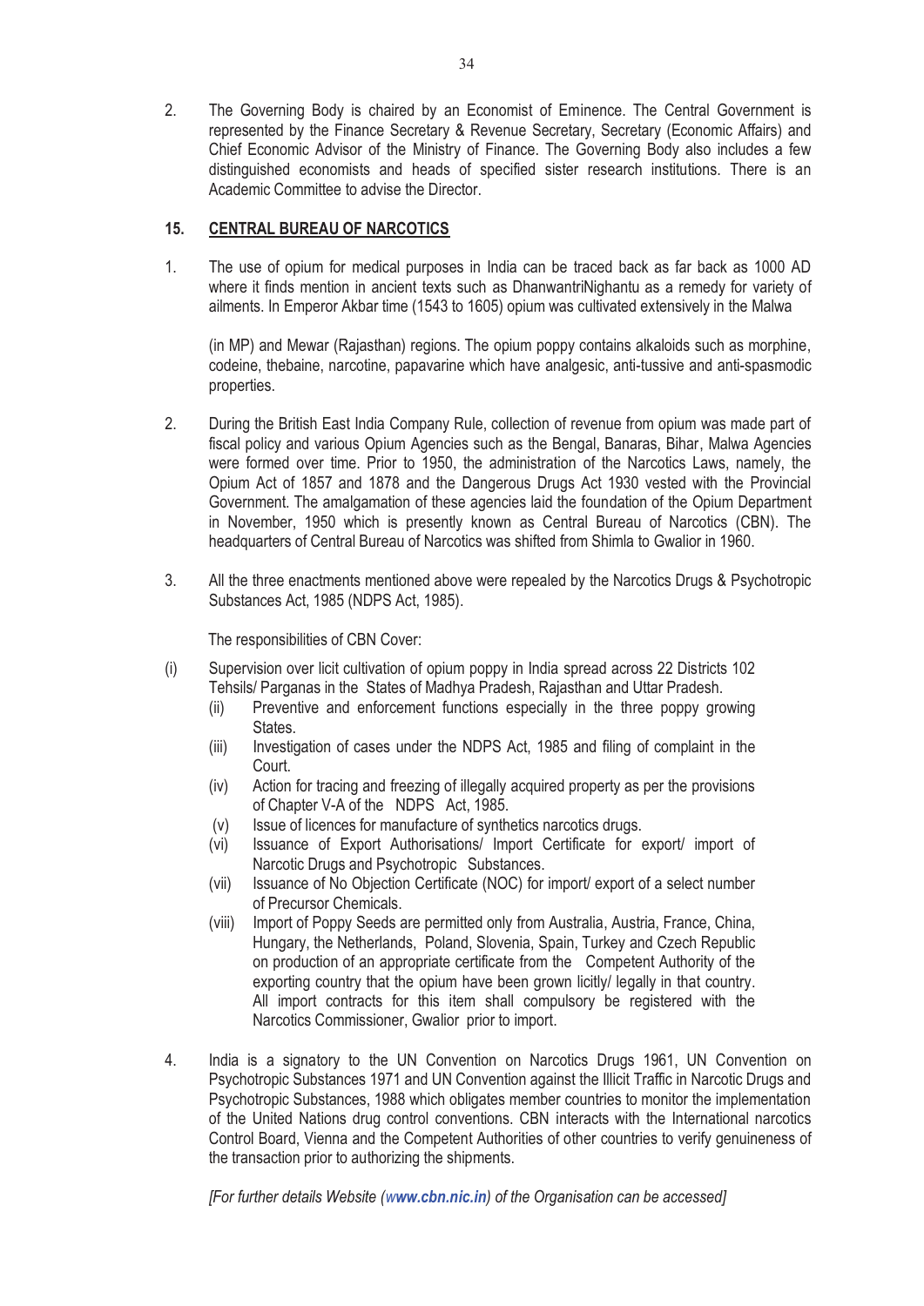2. The Governing Body is chaired by an Economist of Eminence. The Central Government is represented by the Finance Secretary & Revenue Secretary, Secretary (Economic Affairs) and Chief Economic Advisor of the Ministry of Finance. The Governing Body also includes a few distinguished economists and heads of specified sister research institutions. There is an Academic Committee to advise the Director.

## 15. CENTRAL BUREAU OF NARCOTICS

1. The use of opium for medical purposes in India can be traced back as far back as 1000 AD where it finds mention in ancient texts such as DhanwantriNighantu as a remedy for variety of ailments. In Emperor Akbar time (1543 to 1605) opium was cultivated extensively in the Malwa

   (in MP) and Mewar (Rajasthan) regions. The opium poppy contains alkaloids such as morphine, codeine, thebaine, narcotine, papavarine which have analgesic, anti-tussive and anti-spasmodic properties.

2. During the British East India Company Rule, collection of revenue from opium was made part of fiscal policy and various Opium Agencies such as the Bengal, Banaras, Bihar, Malwa Agencies were formed over time. Prior to 1950, the administration of the Narcotics Laws, namely, the Opium Act of 1857 and 1878 and the Dangerous Drugs Act 1930 vested with the Provincial Government. The amalgamation of these agencies laid the foundation of the Opium Department in November, 1950 which is presently known as Central Bureau of Narcotics (CBN). The headquarters of Central Bureau of Narcotics was shifted from Shimla to Gwalior in 1960.

3. All the three enactments mentioned above were repealed by the Narcotics Drugs & Psychotropic Substances Act, 1985 (NDPS Act, 1985).

   The responsibilities of CBN Cover:

(i) Supervision over licit cultivation of opium poppy in India spread across 22 Districts 102 Tehsils/ Parganas in the States of Madhya Pradesh, Rajasthan and Uttar Pradesh.
   (ii) Preventive and enforcement functions especially in the three poppy growing States.
   (iii) Investigation of cases under the NDPS Act, 1985 and filing of complaint in the Court.
   (iv) Action for tracing and freezing of illegally acquired property as per the provisions of Chapter V-A of the NDPS Act, 1985.
   (v) Issue of licences for manufacture of synthetics narcotics drugs.
   (vi) Issuance of Export Authorisations/ Import Certificate for export/ import of Narcotic Drugs and Psychotropic Substances.
   (vii) Issuance of No Objection Certificate (NOC) for import/ export of a select number of Precursor Chemicals.
   (viii) Import of Poppy Seeds are permitted only from Australia, Austria, France, China, Hungary, the Netherlands, Poland, Slovenia, Spain, Turkey and Czech Republic on production of an appropriate certificate from the Competent Authority of the exporting country that the opium have been grown licitly/ legally in that country. All import contracts for this item shall compulsory be registered with the Narcotics Commissioner, Gwalior prior to import.

4. India is a signatory to the UN Convention on Narcotics Drugs 1961, UN Convention on Psychotropic Substances 1971 and UN Convention against the Illicit Traffic in Narcotic Drugs and Psychotropic Substances, 1988 which obligates member countries to monitor the implementation of the United Nations drug control conventions. CBN interacts with the International narcotics Control Board, Vienna and the Competent Authorities of other countries to verify genuineness of the transaction prior to authorizing the shipments.

   *[For further details Website (**www.cbn.nic.in**) of the Organisation can be accessed]*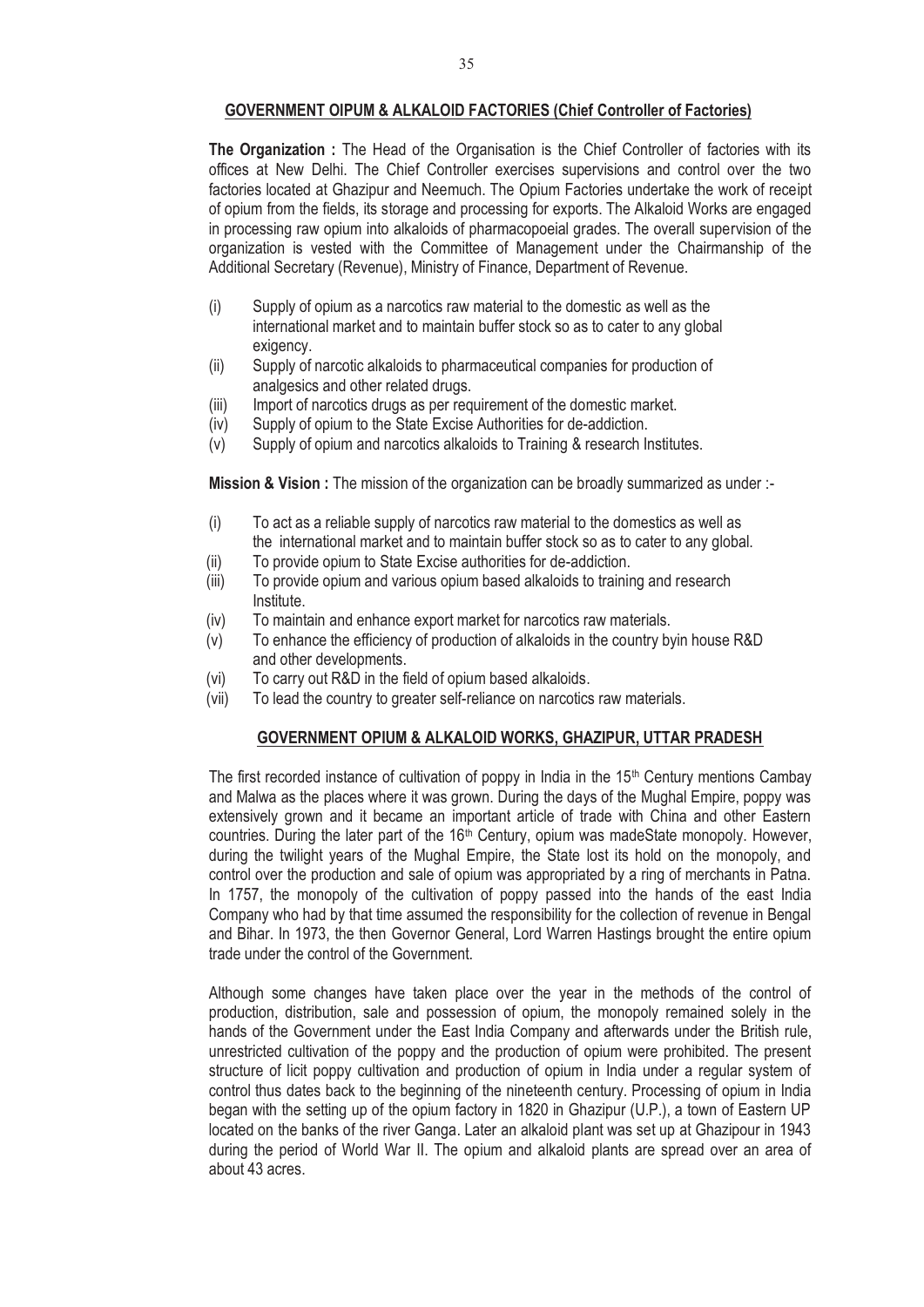## GOVERNMENT OIPUM & ALKALOID FACTORIES (Chief Controller of Factories)

**The Organization :** The Head of the Organisation is the Chief Controller of factories with its offices at New Delhi. The Chief Controller exercises supervisions and control over the two factories located at Ghazipur and Neemuch. The Opium Factories undertake the work of receipt of opium from the fields, its storage and processing for exports. The Alkaloid Works are engaged in processing raw opium into alkaloids of pharmacopoeial grades. The overall supervision of the organization is vested with the Committee of Management under the Chairmanship of the Additional Secretary (Revenue), Ministry of Finance, Department of Revenue.

(i) Supply of opium as a narcotics raw material to the domestic as well as the international market and to maintain buffer stock so as to cater to any global exigency.
(ii) Supply of narcotic alkaloids to pharmaceutical companies for production of analgesics and other related drugs.
(iii) Import of narcotics drugs as per requirement of the domestic market.
(iv) Supply of opium to the State Excise Authorities for de-addiction.
(v) Supply of opium and narcotics alkaloids to Training & research Institutes.

**Mission & Vision :** The mission of the organization can be broadly summarized as under :-

(i) To act as a reliable supply of narcotics raw material to the domestics as well as the international market and to maintain buffer stock so as to cater to any global.
(ii) To provide opium to State Excise authorities for de-addiction.
(iii) To provide opium and various opium based alkaloids to training and research Institute.
(iv) To maintain and enhance export market for narcotics raw materials.
(v) To enhance the efficiency of production of alkaloids in the country byin house R&D and other developments.
(vi) To carry out R&D in the field of opium based alkaloids.
(vii) To lead the country to greater self-reliance on narcotics raw materials.

## GOVERNMENT OPIUM & ALKALOID WORKS, GHAZIPUR, UTTAR PRADESH

The first recorded instance of cultivation of poppy in India in the 15th Century mentions Cambay and Malwa as the places where it was grown. During the days of the Mughal Empire, poppy was extensively grown and it became an important article of trade with China and other Eastern countries. During the later part of the 16th Century, opium was madeState monopoly. However, during the twilight years of the Mughal Empire, the State lost its hold on the monopoly, and control over the production and sale of opium was appropriated by a ring of merchants in Patna. In 1757, the monopoly of the cultivation of poppy passed into the hands of the east India Company who had by that time assumed the responsibility for the collection of revenue in Bengal and Bihar. In 1973, the then Governor General, Lord Warren Hastings brought the entire opium trade under the control of the Government.

Although some changes have taken place over the year in the methods of the control of production, distribution, sale and possession of opium, the monopoly remained solely in the hands of the Government under the East India Company and afterwards under the British rule, unrestricted cultivation of the poppy and the production of opium were prohibited. The present structure of licit poppy cultivation and production of opium in India under a regular system of control thus dates back to the beginning of the nineteenth century. Processing of opium in India began with the setting up of the opium factory in 1820 in Ghazipur (U.P.), a town of Eastern UP located on the banks of the river Ganga. Later an alkaloid plant was set up at Ghazipour in 1943 during the period of World War II. The opium and alkaloid plants are spread over an area of about 43 acres.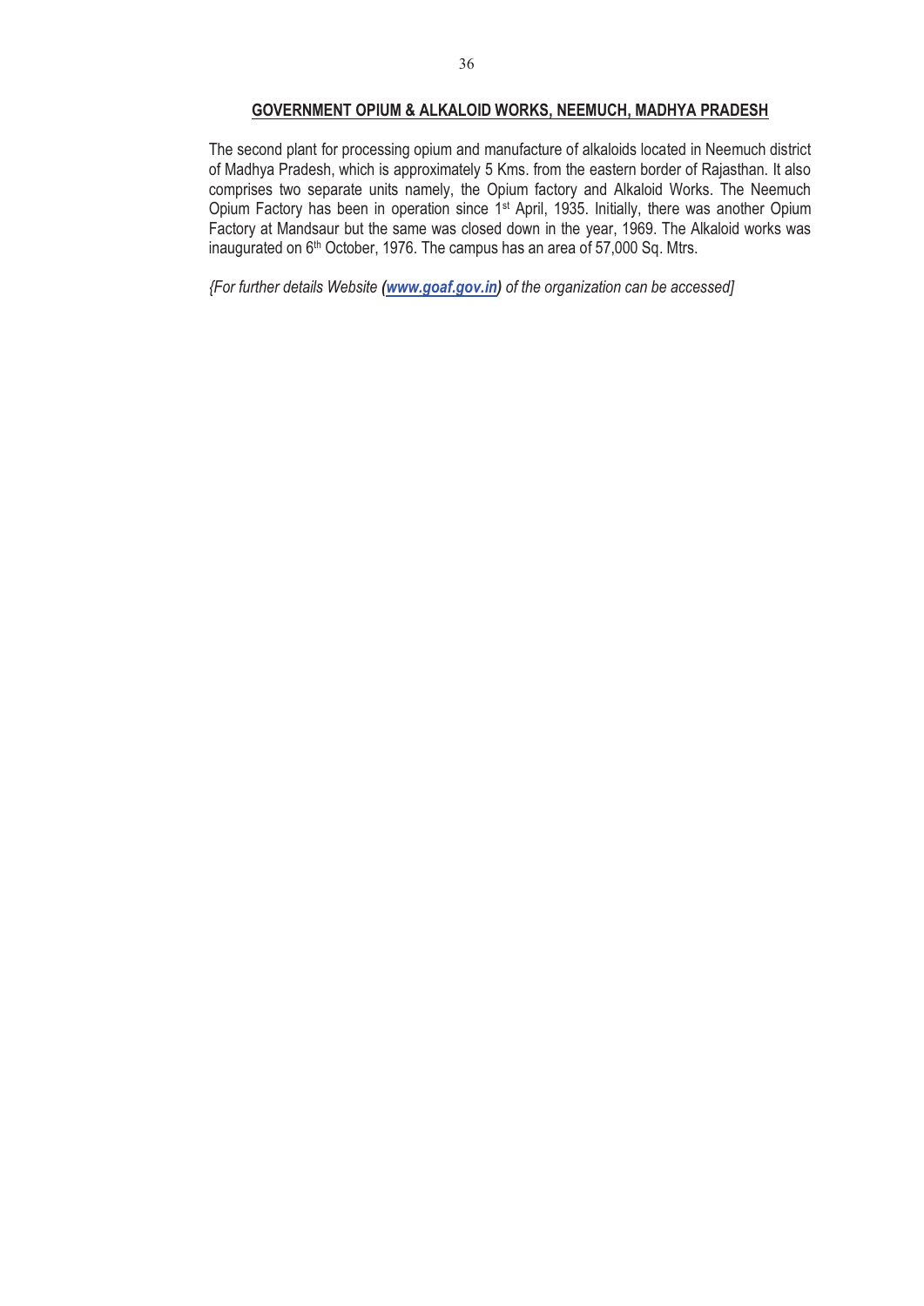## GOVERNMENT OPIUM & ALKALOID WORKS, NEEMUCH, MADHYA PRADESH

The second plant for processing opium and manufacture of alkaloids located in Neemuch district of Madhya Pradesh, which is approximately 5 Kms. from the eastern border of Rajasthan. It also comprises two separate units namely, the Opium factory and Alkaloid Works. The Neemuch Opium Factory has been in operation since 1st April, 1935. Initially, there was another Opium Factory at Mandsaur but the same was closed down in the year, 1969. The Alkaloid works was inaugurated on 6th October, 1976. The campus has an area of 57,000 Sq. Mtrs.

*{For further details Website (www.goaf.gov.in) of the organization can be accessed]*